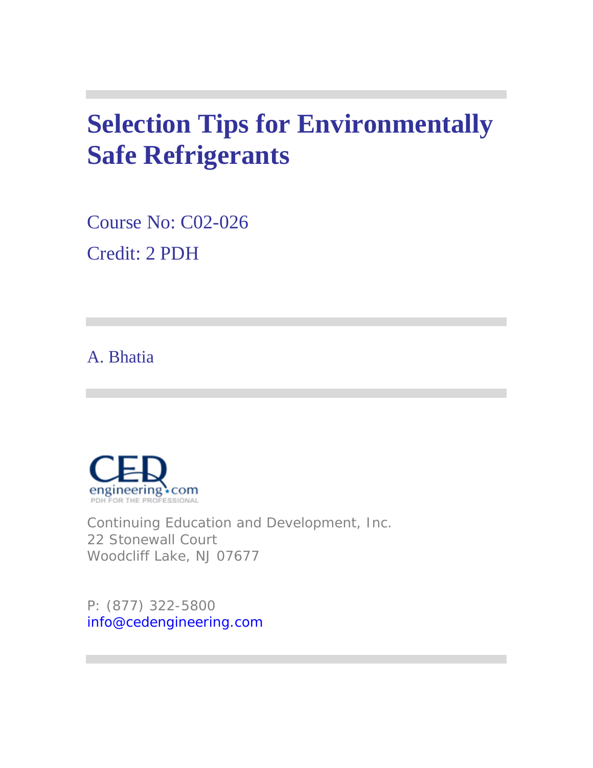# Selection Tips for Environmentally Safe Refrigerants

Course No: C02-026

Credit: 2 PDH

A. Bhatia

CED engineering.com
PDH FOR THE PROFESSIONAL

Continuing Education and Development, Inc.
22 Stonewall Court
Woodcliff Lake, NJ 07677

P: (877) 322-5800
info@cedengineering.com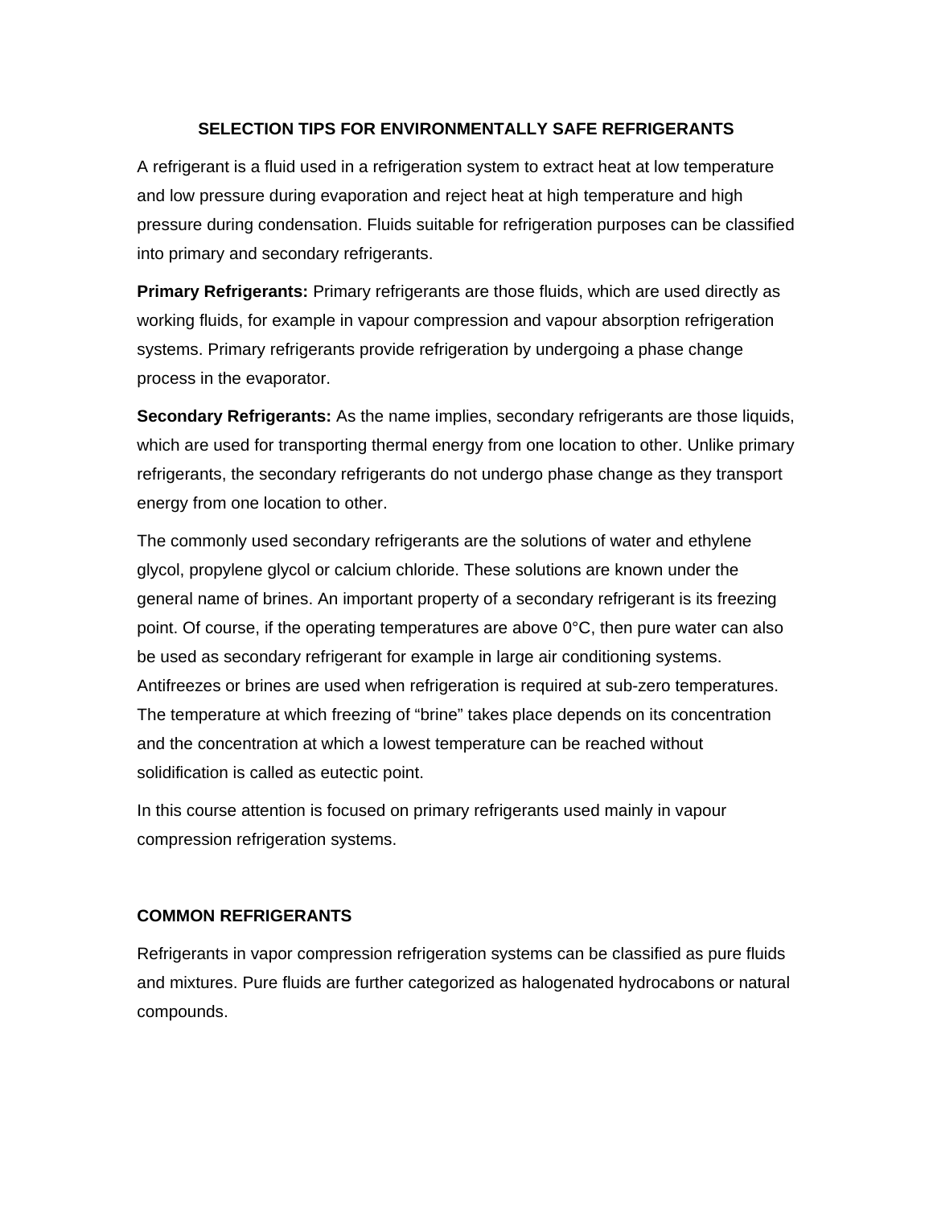## SELECTION TIPS FOR ENVIRONMENTALLY SAFE REFRIGERANTS

A refrigerant is a fluid used in a refrigeration system to extract heat at low temperature and low pressure during evaporation and reject heat at high temperature and high pressure during condensation. Fluids suitable for refrigeration purposes can be classified into primary and secondary refrigerants.

**Primary Refrigerants:** Primary refrigerants are those fluids, which are used directly as working fluids, for example in vapour compression and vapour absorption refrigeration systems. Primary refrigerants provide refrigeration by undergoing a phase change process in the evaporator.

**Secondary Refrigerants:** As the name implies, secondary refrigerants are those liquids, which are used for transporting thermal energy from one location to other. Unlike primary refrigerants, the secondary refrigerants do not undergo phase change as they transport energy from one location to other.

The commonly used secondary refrigerants are the solutions of water and ethylene glycol, propylene glycol or calcium chloride. These solutions are known under the general name of brines. An important property of a secondary refrigerant is its freezing point. Of course, if the operating temperatures are above 0°C, then pure water can also be used as secondary refrigerant for example in large air conditioning systems. Antifreezes or brines are used when refrigeration is required at sub-zero temperatures. The temperature at which freezing of “brine” takes place depends on its concentration and the concentration at which a lowest temperature can be reached without solidification is called as eutectic point.

In this course attention is focused on primary refrigerants used mainly in vapour compression refrigeration systems.

### COMMON REFRIGERANTS

Refrigerants in vapor compression refrigeration systems can be classified as pure fluids and mixtures. Pure fluids are further categorized as halogenated hydrocabons or natural compounds.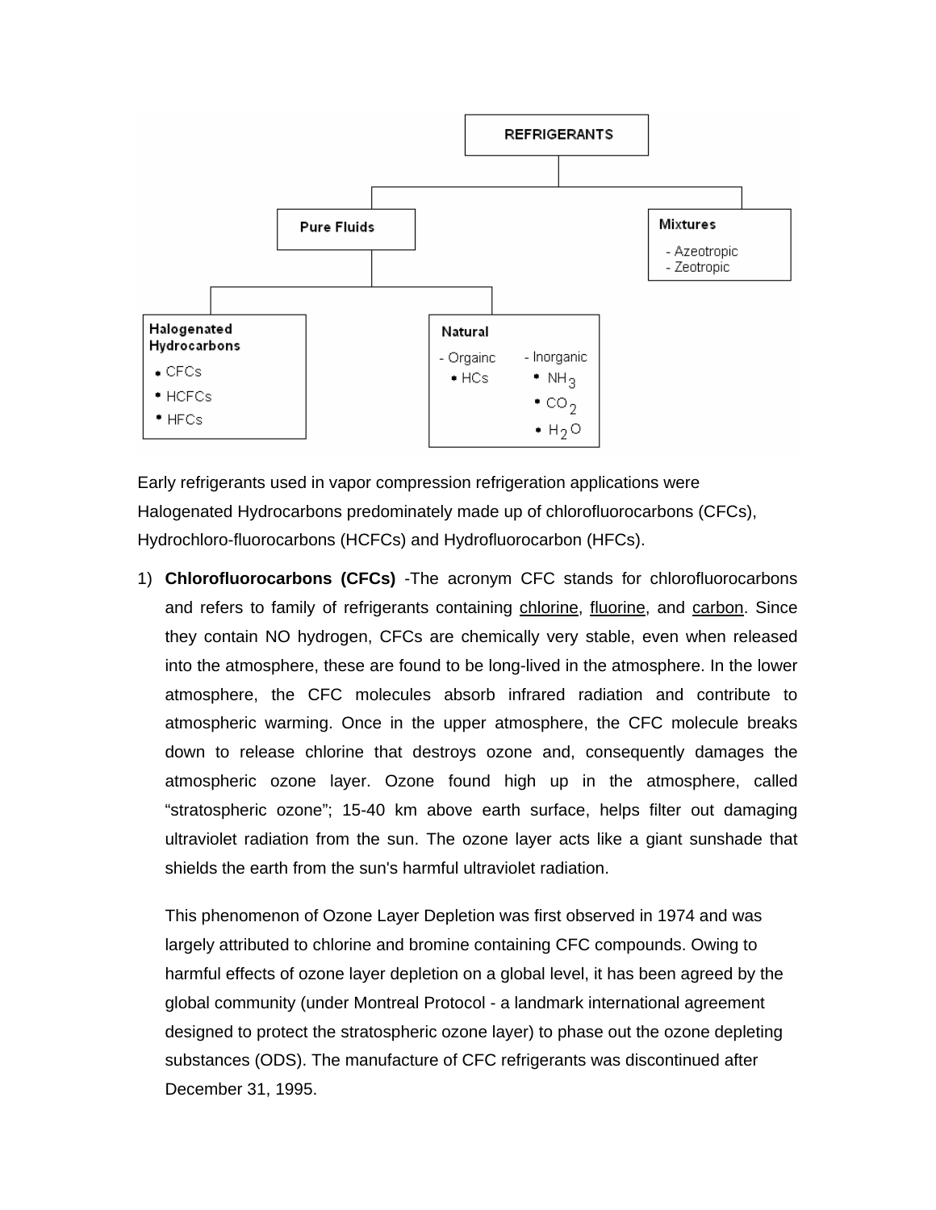- **REFRIGERANTS**
  - **Pure Fluids**
    - **Halogenated Hydrocarbons**
      - CFCs
      - HCFCs
      - HFCs
    - **Natural**
      - Orgainc
        - HCs
      - Inorganic
        - $NH_3$
        - $CO_2$
        - $H_2O$
  - **Mixtures**
    - Azeotropic
    - Zeotropic

Early refrigerants used in vapor compression refrigeration applications were Halogenated Hydrocarbons predominately made up of chlorofluorocarbons (CFCs), Hydrochloro-fluorocarbons (HCFCs) and Hydrofluorocarbon (HFCs).

1) **Chlorofluorocarbons (CFCs)** -The acronym CFC stands for chlorofluorocarbons and refers to family of refrigerants containing chlorine, fluorine, and carbon. Since they contain NO hydrogen, CFCs are chemically very stable, even when released into the atmosphere, these are found to be long-lived in the atmosphere. In the lower atmosphere, the CFC molecules absorb infrared radiation and contribute to atmospheric warming. Once in the upper atmosphere, the CFC molecule breaks down to release chlorine that destroys ozone and, consequently damages the atmospheric ozone layer. Ozone found high up in the atmosphere, called "stratospheric ozone"; 15-40 km above earth surface, helps filter out damaging ultraviolet radiation from the sun. The ozone layer acts like a giant sunshade that shields the earth from the sun's harmful ultraviolet radiation.

   This phenomenon of Ozone Layer Depletion was first observed in 1974 and was largely attributed to chlorine and bromine containing CFC compounds. Owing to harmful effects of ozone layer depletion on a global level, it has been agreed by the global community (under Montreal Protocol - a landmark international agreement designed to protect the stratospheric ozone layer) to phase out the ozone depleting substances (ODS). The manufacture of CFC refrigerants was discontinued after December 31, 1995.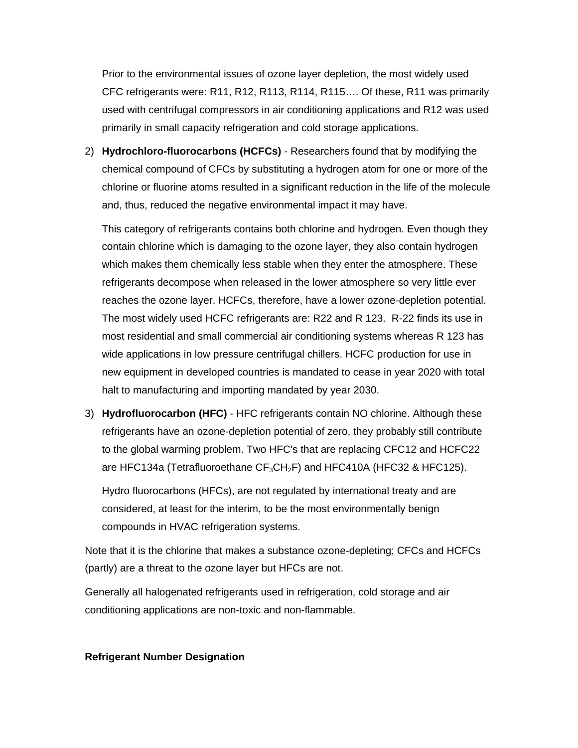Prior to the environmental issues of ozone layer depletion, the most widely used CFC refrigerants were: R11, R12, R113, R114, R115…. Of these, R11 was primarily used with centrifugal compressors in air conditioning applications and R12 was used primarily in small capacity refrigeration and cold storage applications.

2) **Hydrochloro-fluorocarbons (HCFCs)** - Researchers found that by modifying the chemical compound of CFCs by substituting a hydrogen atom for one or more of the chlorine or fluorine atoms resulted in a significant reduction in the life of the molecule and, thus, reduced the negative environmental impact it may have.

   This category of refrigerants contains both chlorine and hydrogen. Even though they contain chlorine which is damaging to the ozone layer, they also contain hydrogen which makes them chemically less stable when they enter the atmosphere. These refrigerants decompose when released in the lower atmosphere so very little ever reaches the ozone layer. HCFCs, therefore, have a lower ozone-depletion potential. The most widely used HCFC refrigerants are: R22 and R 123. R-22 finds its use in most residential and small commercial air conditioning systems whereas R 123 has wide applications in low pressure centrifugal chillers. HCFC production for use in new equipment in developed countries is mandated to cease in year 2020 with total halt to manufacturing and importing mandated by year 2030.

3) **Hydrofluorocarbon (HFC)** - HFC refrigerants contain NO chlorine. Although these refrigerants have an ozone-depletion potential of zero, they probably still contribute to the global warming problem. Two HFC's that are replacing CFC12 and HCFC22 are HFC134a (Tetrafluoroethane $CF_3CH_2F$) and HFC410A (HFC32 & HFC125).

   Hydro fluorocarbons (HFCs), are not regulated by international treaty and are considered, at least for the interim, to be the most environmentally benign compounds in HVAC refrigeration systems.

Note that it is the chlorine that makes a substance ozone-depleting; CFCs and HCFCs (partly) are a threat to the ozone layer but HFCs are not.

Generally all halogenated refrigerants used in refrigeration, cold storage and air conditioning applications are non-toxic and non-flammable.

**Refrigerant Number Designation**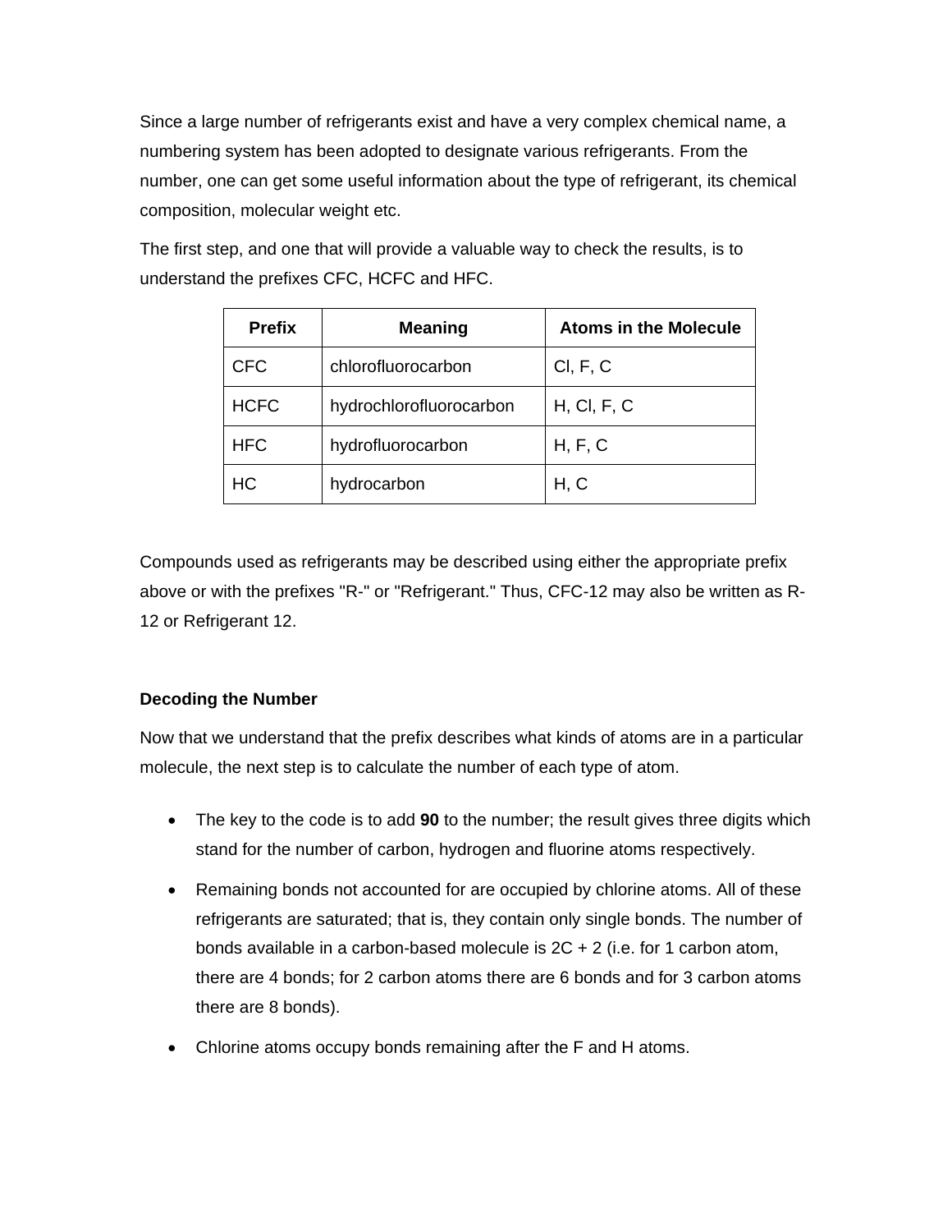Since a large number of refrigerants exist and have a very complex chemical name, a numbering system has been adopted to designate various refrigerants. From the number, one can get some useful information about the type of refrigerant, its chemical composition, molecular weight etc.

The first step, and one that will provide a valuable way to check the results, is to understand the prefixes CFC, HCFC and HFC.

| Prefix | Meaning | Atoms in the Molecule |
| --- | --- | --- |
| CFC | chlorofluorocarbon | Cl, F, C |
| HCFC | hydrochlorofluorocarbon | H, Cl, F, C |
| HFC | hydrofluorocarbon | H, F, C |
| HC | hydrocarbon | H, C |

Compounds used as refrigerants may be described using either the appropriate prefix above or with the prefixes "R-" or "Refrigerant." Thus, CFC-12 may also be written as R-12 or Refrigerant 12.

**Decoding the Number**

Now that we understand that the prefix describes what kinds of atoms are in a particular molecule, the next step is to calculate the number of each type of atom.

- The key to the code is to add **90** to the number; the result gives three digits which stand for the number of carbon, hydrogen and fluorine atoms respectively.
- Remaining bonds not accounted for are occupied by chlorine atoms. All of these refrigerants are saturated; that is, they contain only single bonds. The number of bonds available in a carbon-based molecule is $2C + 2$ (i.e. for 1 carbon atom, there are 4 bonds; for 2 carbon atoms there are 6 bonds and for 3 carbon atoms there are 8 bonds).
- Chlorine atoms occupy bonds remaining after the F and H atoms.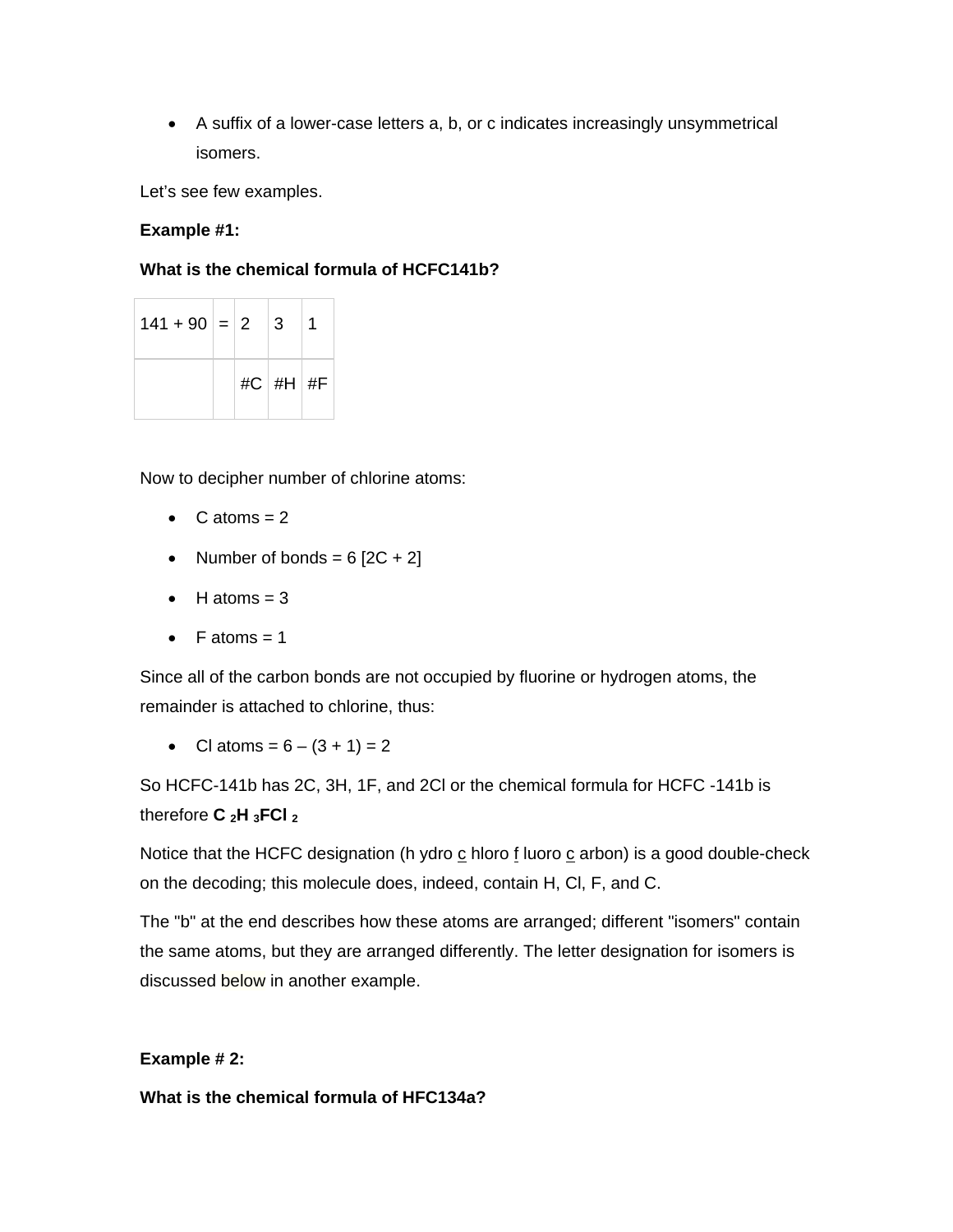- A suffix of a lower-case letters a, b, or c indicates increasingly unsymmetrical isomers.

Let's see few examples.

**Example #1:**

**What is the chemical formula of HCFC141b?**

| 141 + 90 | = | 2 | 3 | 1 |
|---|---|---|---|---|
| | | #C | #H | #F |

Now to decipher number of chlorine atoms:

- C atoms = 2
- Number of bonds = 6 [2C + 2]
- H atoms = 3
- F atoms = 1

Since all of the carbon bonds are not occupied by fluorine or hydrogen atoms, the remainder is attached to chlorine, thus:

- Cl atoms = 6 – (3 + 1) = 2

So HCFC-141b has 2C, 3H, 1F, and 2Cl or the chemical formula for HCFC -141b is therefore **$C_2H_3FCl_2$**

Notice that the HCFC designation (h ydro c hloro f luoro c arbon) is a good double-check on the decoding; this molecule does, indeed, contain H, Cl, F, and C.

The "b" at the end describes how these atoms are arranged; different "isomers" contain the same atoms, but they are arranged differently. The letter designation for isomers is discussed below in another example.

**Example # 2:**

**What is the chemical formula of HFC134a?**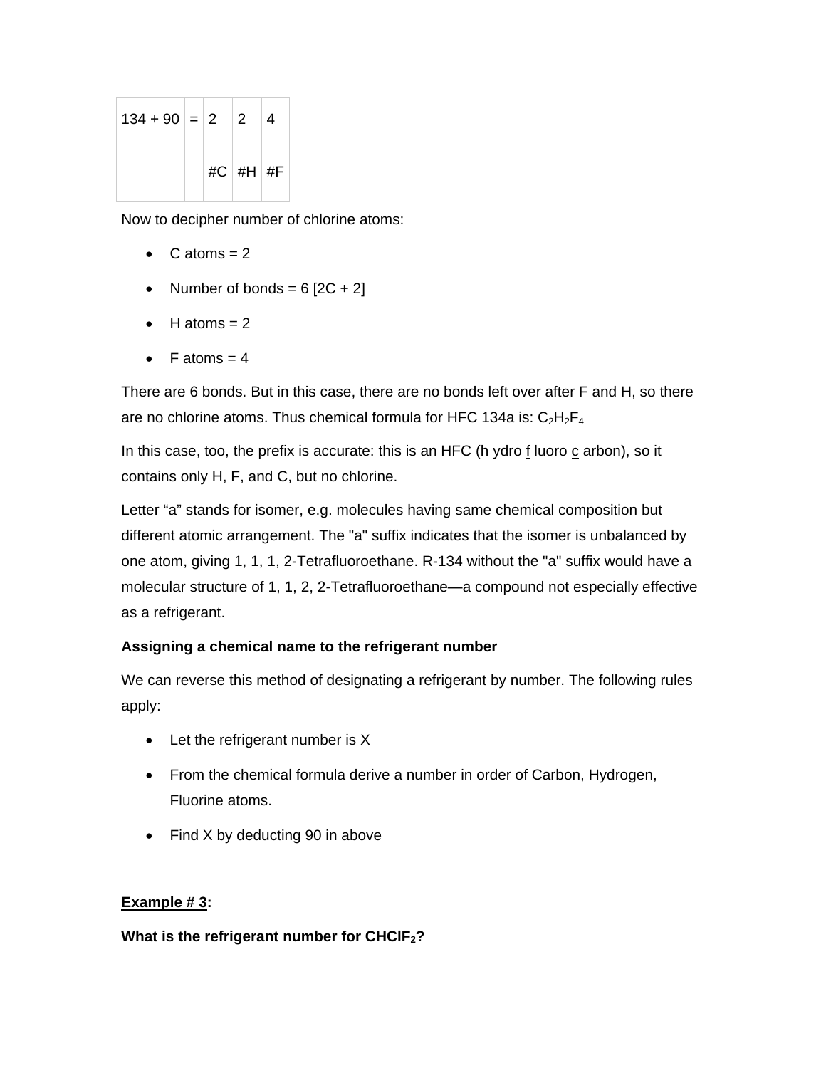| 134 + 90 | = | 2 | 2 | 4 |
|---|---|---|---|---|
| | | #C | #H | #F |

Now to decipher number of chlorine atoms:

- C atoms = 2
- Number of bonds = 6 [2C + 2]
- H atoms = 2
- F atoms = 4

There are 6 bonds. But in this case, there are no bonds left over after F and H, so there are no chlorine atoms. Thus chemical formula for HFC 134a is: $C_2H_2F_4$

In this case, too, the prefix is accurate: this is an HFC (h ydro f luoro c arbon), so it contains only H, F, and C, but no chlorine.

Letter "a" stands for isomer, e.g. molecules having same chemical composition but different atomic arrangement. The "a" suffix indicates that the isomer is unbalanced by one atom, giving 1, 1, 1, 2-Tetrafluoroethane. R-134 without the "a" suffix would have a molecular structure of 1, 1, 2, 2-Tetrafluoroethane—a compound not especially effective as a refrigerant.

**Assigning a chemical name to the refrigerant number**

We can reverse this method of designating a refrigerant by number. The following rules apply:

- Let the refrigerant number is X
- From the chemical formula derive a number in order of Carbon, Hydrogen, Fluorine atoms.
- Find X by deducting 90 in above

**Example # 3:**

**What is the refrigerant number for $CHClF_2$?**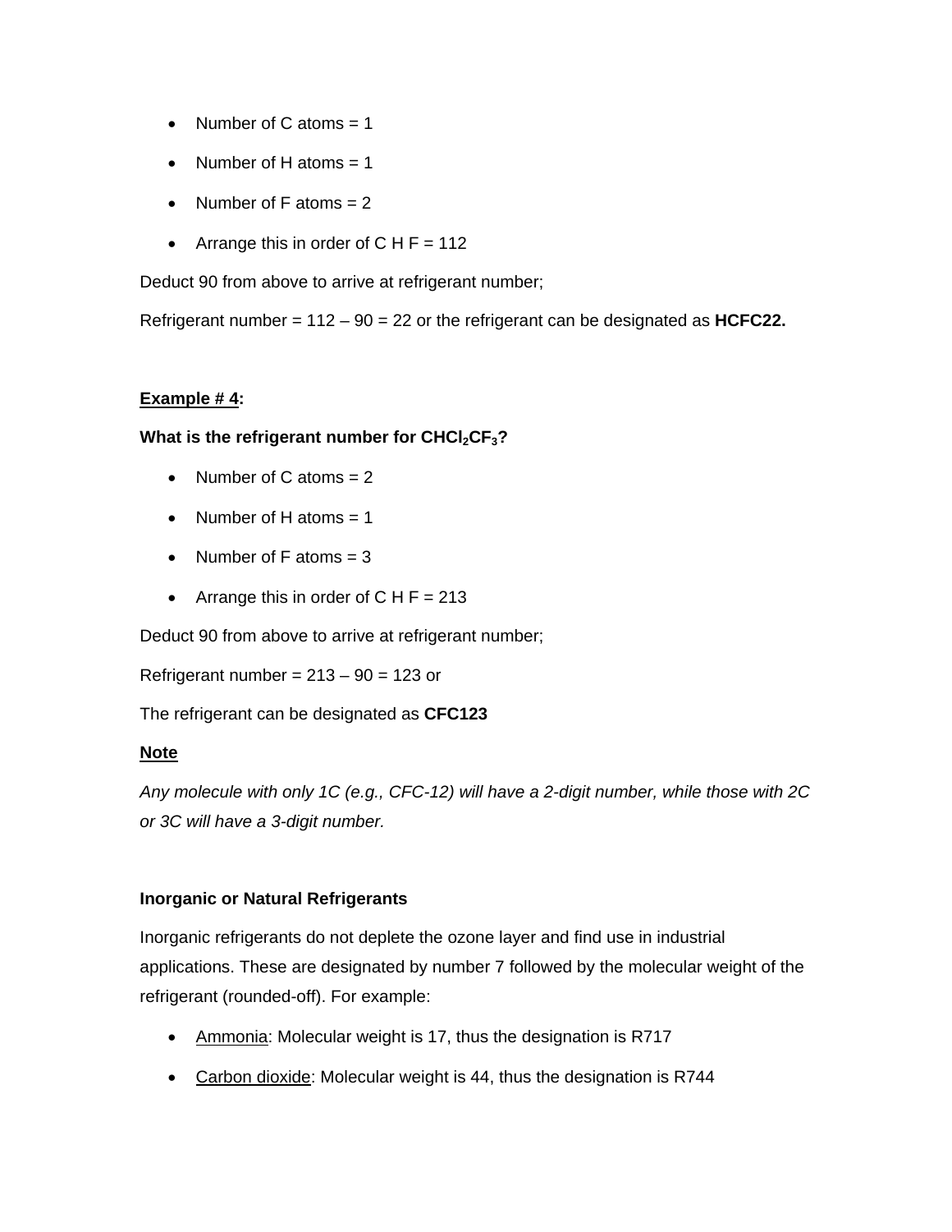- Number of C atoms = 1
- Number of H atoms = 1
- Number of F atoms = 2
- Arrange this in order of C H F = 112

Deduct 90 from above to arrive at refrigerant number;

Refrigerant number = 112 – 90 = 22 or the refrigerant can be designated as **HCFC22.**

**Example # 4:**

**What is the refrigerant number for $CHCl_2CF_3$?**

- Number of C atoms = 2
- Number of H atoms = 1
- Number of F atoms = 3
- Arrange this in order of C H F = 213

Deduct 90 from above to arrive at refrigerant number;

Refrigerant number = 213 – 90 = 123 or

The refrigerant can be designated as **CFC123**

**Note**

*Any molecule with only 1C (e.g., CFC-12) will have a 2-digit number, while those with 2C or 3C will have a 3-digit number.*

**Inorganic or Natural Refrigerants**

Inorganic refrigerants do not deplete the ozone layer and find use in industrial applications. These are designated by number 7 followed by the molecular weight of the refrigerant (rounded-off). For example:

- Ammonia: Molecular weight is 17, thus the designation is R717
- Carbon dioxide: Molecular weight is 44, thus the designation is R744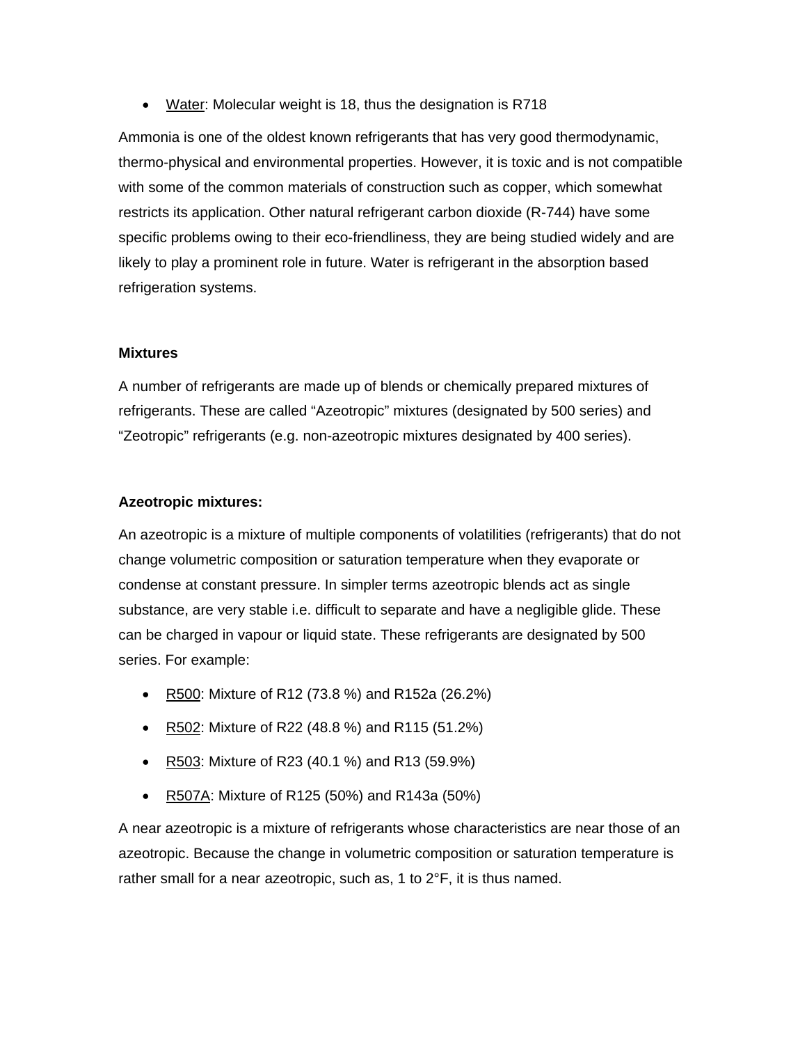- Water: Molecular weight is 18, thus the designation is R718

Ammonia is one of the oldest known refrigerants that has very good thermodynamic, thermo-physical and environmental properties. However, it is toxic and is not compatible with some of the common materials of construction such as copper, which somewhat restricts its application. Other natural refrigerant carbon dioxide (R-744) have some specific problems owing to their eco-friendliness, they are being studied widely and are likely to play a prominent role in future. Water is refrigerant in the absorption based refrigeration systems.

**Mixtures**

A number of refrigerants are made up of blends or chemically prepared mixtures of refrigerants. These are called “Azeotropic” mixtures (designated by 500 series) and “Zeotropic” refrigerants (e.g. non-azeotropic mixtures designated by 400 series).

**Azeotropic mixtures:**

An azeotropic is a mixture of multiple components of volatilities (refrigerants) that do not change volumetric composition or saturation temperature when they evaporate or condense at constant pressure. In simpler terms azeotropic blends act as single substance, are very stable i.e. difficult to separate and have a negligible glide. These can be charged in vapour or liquid state. These refrigerants are designated by 500 series. For example:

- R500: Mixture of R12 (73.8 %) and R152a (26.2%)
- R502: Mixture of R22 (48.8 %) and R115 (51.2%)
- R503: Mixture of R23 (40.1 %) and R13 (59.9%)
- R507A: Mixture of R125 (50%) and R143a (50%)

A near azeotropic is a mixture of refrigerants whose characteristics are near those of an azeotropic. Because the change in volumetric composition or saturation temperature is rather small for a near azeotropic, such as, 1 to 2°F, it is thus named.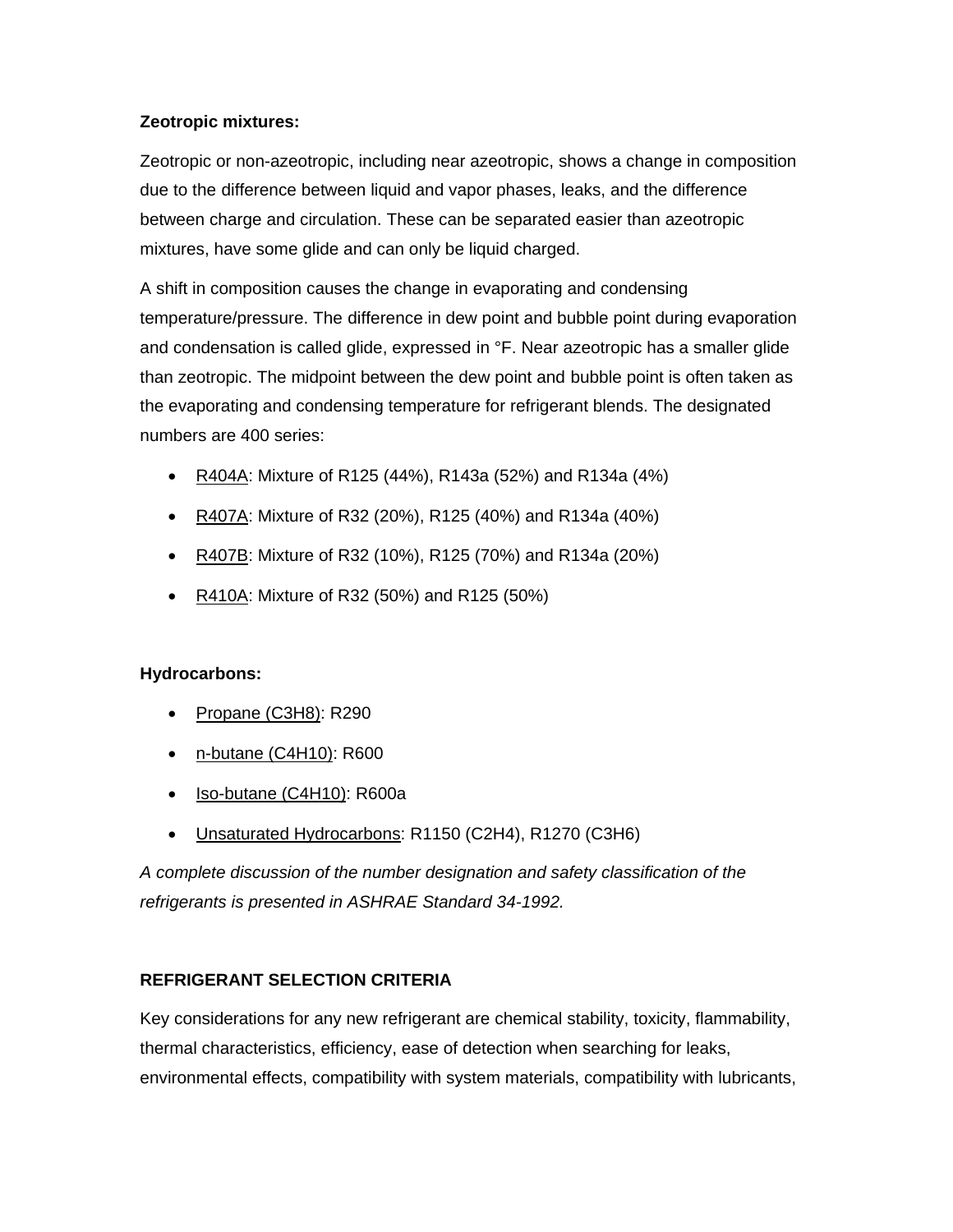**Zeotropic mixtures:**

Zeotropic or non-azeotropic, including near azeotropic, shows a change in composition due to the difference between liquid and vapor phases, leaks, and the difference between charge and circulation. These can be separated easier than azeotropic mixtures, have some glide and can only be liquid charged.

A shift in composition causes the change in evaporating and condensing temperature/pressure. The difference in dew point and bubble point during evaporation and condensation is called glide, expressed in °F. Near azeotropic has a smaller glide than zeotropic. The midpoint between the dew point and bubble point is often taken as the evaporating and condensing temperature for refrigerant blends. The designated numbers are 400 series:

- R404A: Mixture of R125 (44%), R143a (52%) and R134a (4%)
- R407A: Mixture of R32 (20%), R125 (40%) and R134a (40%)
- R407B: Mixture of R32 (10%), R125 (70%) and R134a (20%)
- R410A: Mixture of R32 (50%) and R125 (50%)

**Hydrocarbons:**

- Propane ($C_3H_8$): R290
- n-butane ($C_4H_{10}$): R600
- Iso-butane ($C_4H_{10}$): R600a
- Unsaturated Hydrocarbons: R1150 ($C_2H_4$), R1270 ($C_3H_6$)

*A complete discussion of the number designation and safety classification of the refrigerants is presented in ASHRAE Standard 34-1992.*

**REFRIGERANT SELECTION CRITERIA**

Key considerations for any new refrigerant are chemical stability, toxicity, flammability, thermal characteristics, efficiency, ease of detection when searching for leaks, environmental effects, compatibility with system materials, compatibility with lubricants,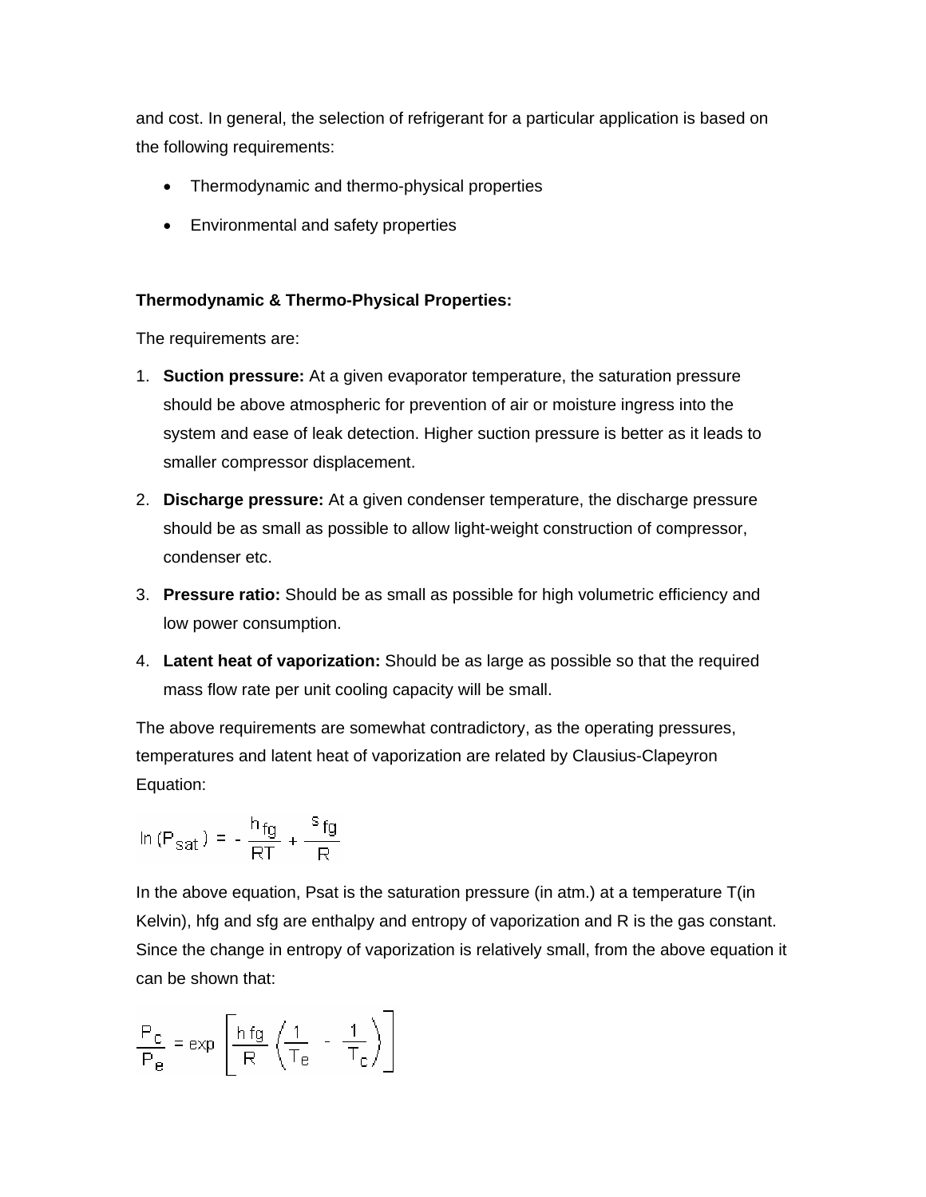and cost. In general, the selection of refrigerant for a particular application is based on the following requirements:

- Thermodynamic and thermo-physical properties
- Environmental and safety properties

**Thermodynamic & Thermo-Physical Properties:**

The requirements are:

1. **Suction pressure:** At a given evaporator temperature, the saturation pressure should be above atmospheric for prevention of air or moisture ingress into the system and ease of leak detection. Higher suction pressure is better as it leads to smaller compressor displacement.
2. **Discharge pressure:** At a given condenser temperature, the discharge pressure should be as small as possible to allow light-weight construction of compressor, condenser etc.
3. **Pressure ratio:** Should be as small as possible for high volumetric efficiency and low power consumption.
4. **Latent heat of vaporization:** Should be as large as possible so that the required mass flow rate per unit cooling capacity will be small.

The above requirements are somewhat contradictory, as the operating pressures, temperatures and latent heat of vaporization are related by Clausius-Clapeyron Equation:

$$\ln(P_{sat}) = -\frac{h_{fg}}{RT} + \frac{s_{fg}}{R}$$

In the above equation, Psat is the saturation pressure (in atm.) at a temperature T(in Kelvin), hfg and sfg are enthalpy and entropy of vaporization and R is the gas constant. Since the change in entropy of vaporization is relatively small, from the above equation it can be shown that:

$$\frac{P_c}{P_e} = \exp\left[\frac{h_{fg}}{R}\left(\frac{1}{T_e} - \frac{1}{T_c}\right)\right]$$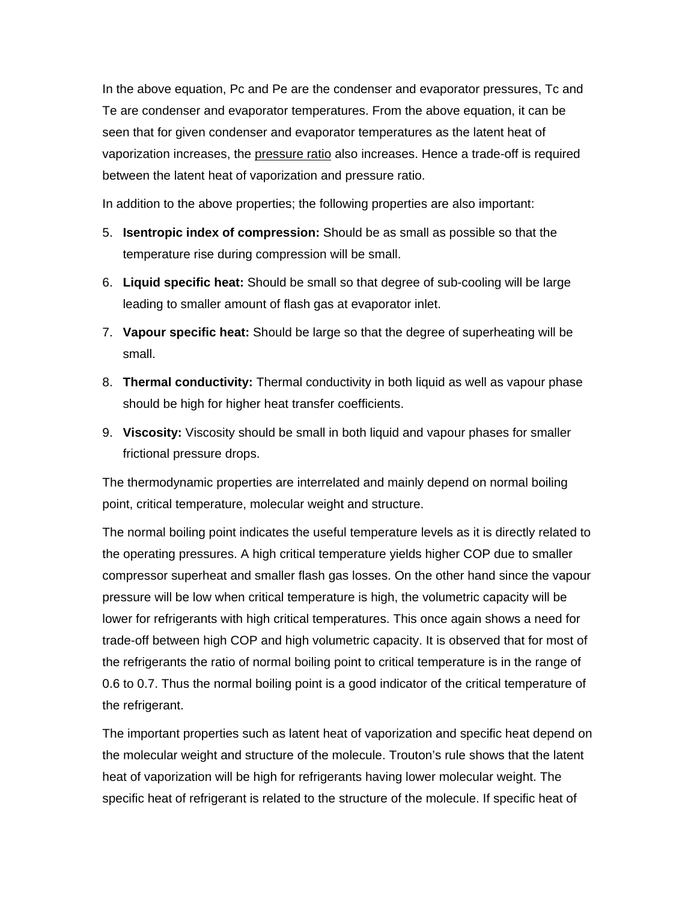In the above equation, Pc and Pe are the condenser and evaporator pressures, Tc and Te are condenser and evaporator temperatures. From the above equation, it can be seen that for given condenser and evaporator temperatures as the latent heat of vaporization increases, the pressure ratio also increases. Hence a trade-off is required between the latent heat of vaporization and pressure ratio.

In addition to the above properties; the following properties are also important:

5. **Isentropic index of compression:** Should be as small as possible so that the temperature rise during compression will be small.
6. **Liquid specific heat:** Should be small so that degree of sub-cooling will be large leading to smaller amount of flash gas at evaporator inlet.
7. **Vapour specific heat:** Should be large so that the degree of superheating will be small.
8. **Thermal conductivity:** Thermal conductivity in both liquid as well as vapour phase should be high for higher heat transfer coefficients.
9. **Viscosity:** Viscosity should be small in both liquid and vapour phases for smaller frictional pressure drops.

The thermodynamic properties are interrelated and mainly depend on normal boiling point, critical temperature, molecular weight and structure.

The normal boiling point indicates the useful temperature levels as it is directly related to the operating pressures. A high critical temperature yields higher COP due to smaller compressor superheat and smaller flash gas losses. On the other hand since the vapour pressure will be low when critical temperature is high, the volumetric capacity will be lower for refrigerants with high critical temperatures. This once again shows a need for trade-off between high COP and high volumetric capacity. It is observed that for most of the refrigerants the ratio of normal boiling point to critical temperature is in the range of 0.6 to 0.7. Thus the normal boiling point is a good indicator of the critical temperature of the refrigerant.

The important properties such as latent heat of vaporization and specific heat depend on the molecular weight and structure of the molecule. Trouton's rule shows that the latent heat of vaporization will be high for refrigerants having lower molecular weight. The specific heat of refrigerant is related to the structure of the molecule. If specific heat of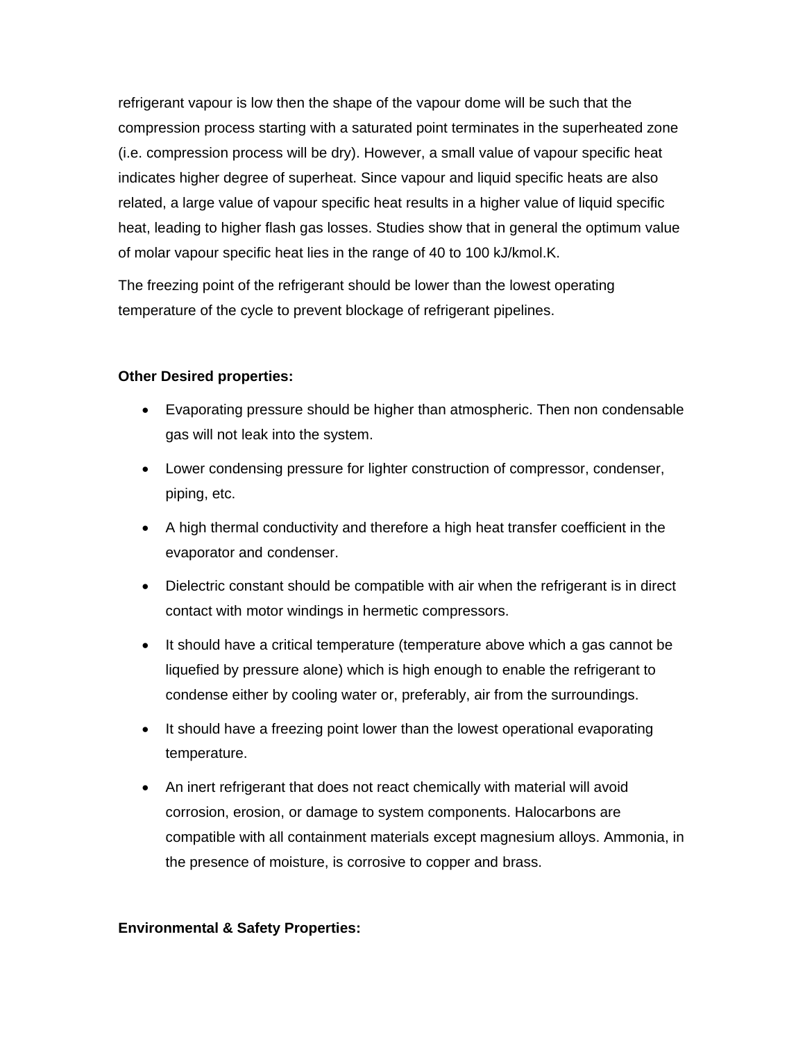refrigerant vapour is low then the shape of the vapour dome will be such that the compression process starting with a saturated point terminates in the superheated zone (i.e. compression process will be dry). However, a small value of vapour specific heat indicates higher degree of superheat. Since vapour and liquid specific heats are also related, a large value of vapour specific heat results in a higher value of liquid specific heat, leading to higher flash gas losses. Studies show that in general the optimum value of molar vapour specific heat lies in the range of 40 to 100 kJ/kmol.K.

The freezing point of the refrigerant should be lower than the lowest operating temperature of the cycle to prevent blockage of refrigerant pipelines.

**Other Desired properties:**

- Evaporating pressure should be higher than atmospheric. Then non condensable gas will not leak into the system.
- Lower condensing pressure for lighter construction of compressor, condenser, piping, etc.
- A high thermal conductivity and therefore a high heat transfer coefficient in the evaporator and condenser.
- Dielectric constant should be compatible with air when the refrigerant is in direct contact with motor windings in hermetic compressors.
- It should have a critical temperature (temperature above which a gas cannot be liquefied by pressure alone) which is high enough to enable the refrigerant to condense either by cooling water or, preferably, air from the surroundings.
- It should have a freezing point lower than the lowest operational evaporating temperature.
- An inert refrigerant that does not react chemically with material will avoid corrosion, erosion, or damage to system components. Halocarbons are compatible with all containment materials except magnesium alloys. Ammonia, in the presence of moisture, is corrosive to copper and brass.

**Environmental & Safety Properties:**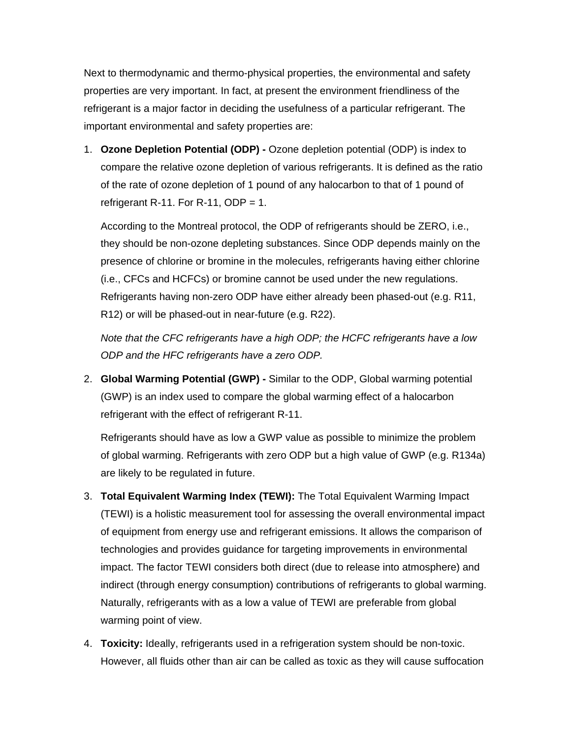Next to thermodynamic and thermo-physical properties, the environmental and safety properties are very important. In fact, at present the environment friendliness of the refrigerant is a major factor in deciding the usefulness of a particular refrigerant. The important environmental and safety properties are:

1. **Ozone Depletion Potential (ODP) -** Ozone depletion potential (ODP) is index to compare the relative ozone depletion of various refrigerants. It is defined as the ratio of the rate of ozone depletion of 1 pound of any halocarbon to that of 1 pound of refrigerant R-11. For R-11, ODP = 1.

   According to the Montreal protocol, the ODP of refrigerants should be ZERO, i.e., they should be non-ozone depleting substances. Since ODP depends mainly on the presence of chlorine or bromine in the molecules, refrigerants having either chlorine (i.e., CFCs and HCFCs) or bromine cannot be used under the new regulations. Refrigerants having non-zero ODP have either already been phased-out (e.g. R11, R12) or will be phased-out in near-future (e.g. R22).

   *Note that the CFC refrigerants have a high ODP; the HCFC refrigerants have a low ODP and the HFC refrigerants have a zero ODP.*

2. **Global Warming Potential (GWP) -** Similar to the ODP, Global warming potential (GWP) is an index used to compare the global warming effect of a halocarbon refrigerant with the effect of refrigerant R-11.

   Refrigerants should have as low a GWP value as possible to minimize the problem of global warming. Refrigerants with zero ODP but a high value of GWP (e.g. R134a) are likely to be regulated in future.

3. **Total Equivalent Warming Index (TEWI):** The Total Equivalent Warming Impact (TEWI) is a holistic measurement tool for assessing the overall environmental impact of equipment from energy use and refrigerant emissions. It allows the comparison of technologies and provides guidance for targeting improvements in environmental impact. The factor TEWI considers both direct (due to release into atmosphere) and indirect (through energy consumption) contributions of refrigerants to global warming. Naturally, refrigerants with as a low a value of TEWI are preferable from global warming point of view.

4. **Toxicity:** Ideally, refrigerants used in a refrigeration system should be non-toxic. However, all fluids other than air can be called as toxic as they will cause suffocation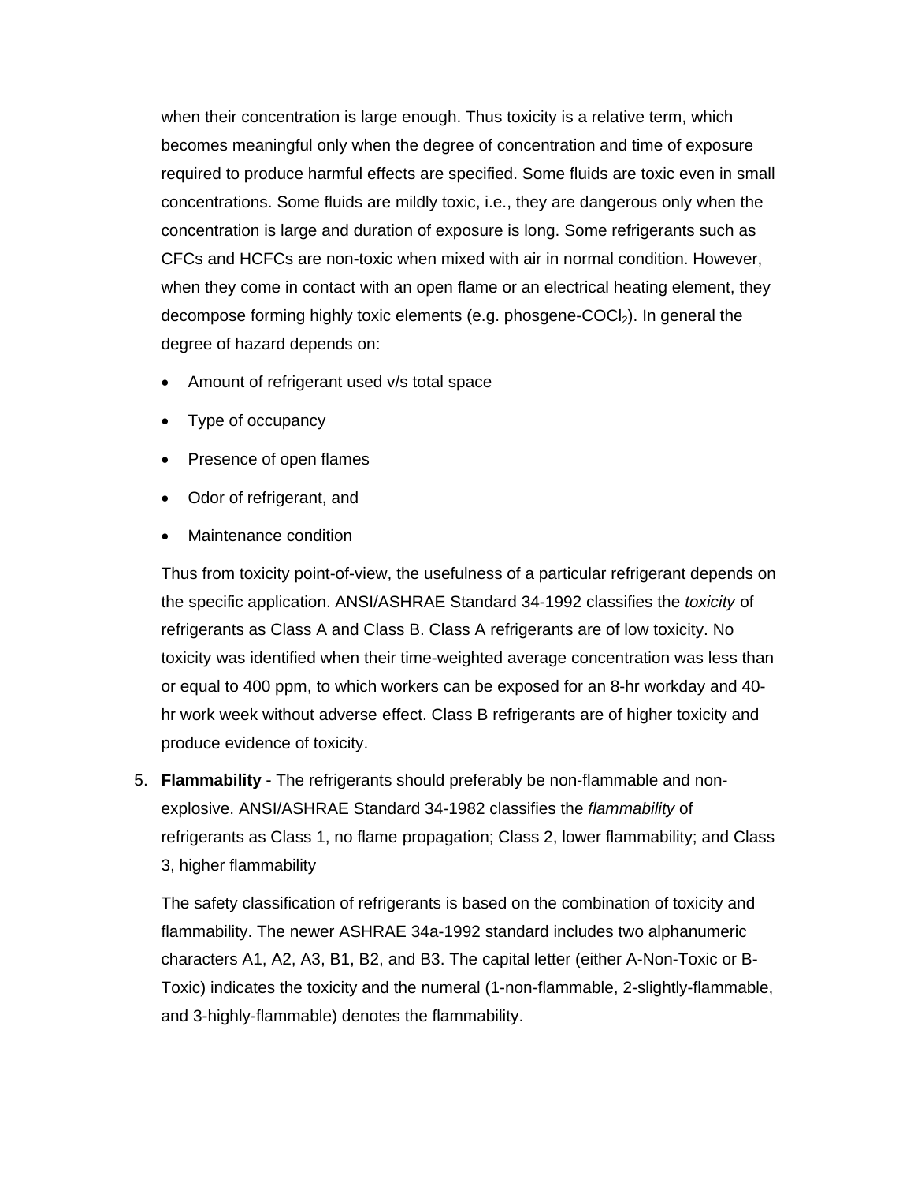when their concentration is large enough. Thus toxicity is a relative term, which becomes meaningful only when the degree of concentration and time of exposure required to produce harmful effects are specified. Some fluids are toxic even in small concentrations. Some fluids are mildly toxic, i.e., they are dangerous only when the concentration is large and duration of exposure is long. Some refrigerants such as CFCs and HCFCs are non-toxic when mixed with air in normal condition. However, when they come in contact with an open flame or an electrical heating element, they decompose forming highly toxic elements (e.g. phosgene-$COCl_2$). In general the degree of hazard depends on:

- Amount of refrigerant used v/s total space
- Type of occupancy
- Presence of open flames
- Odor of refrigerant, and
- Maintenance condition

Thus from toxicity point-of-view, the usefulness of a particular refrigerant depends on the specific application. ANSI/ASHRAE Standard 34-1992 classifies the *toxicity* of refrigerants as Class A and Class B. Class A refrigerants are of low toxicity. No toxicity was identified when their time-weighted average concentration was less than or equal to 400 ppm, to which workers can be exposed for an 8-hr workday and 40-hr work week without adverse effect. Class B refrigerants are of higher toxicity and produce evidence of toxicity.

5. **Flammability -** The refrigerants should preferably be non-flammable and non-explosive. ANSI/ASHRAE Standard 34-1982 classifies the *flammability* of refrigerants as Class 1, no flame propagation; Class 2, lower flammability; and Class 3, higher flammability

   The safety classification of refrigerants is based on the combination of toxicity and flammability. The newer ASHRAE 34a-1992 standard includes two alphanumeric characters A1, A2, A3, B1, B2, and B3. The capital letter (either A-Non-Toxic or B-Toxic) indicates the toxicity and the numeral (1-non-flammable, 2-slightly-flammable, and 3-highly-flammable) denotes the flammability.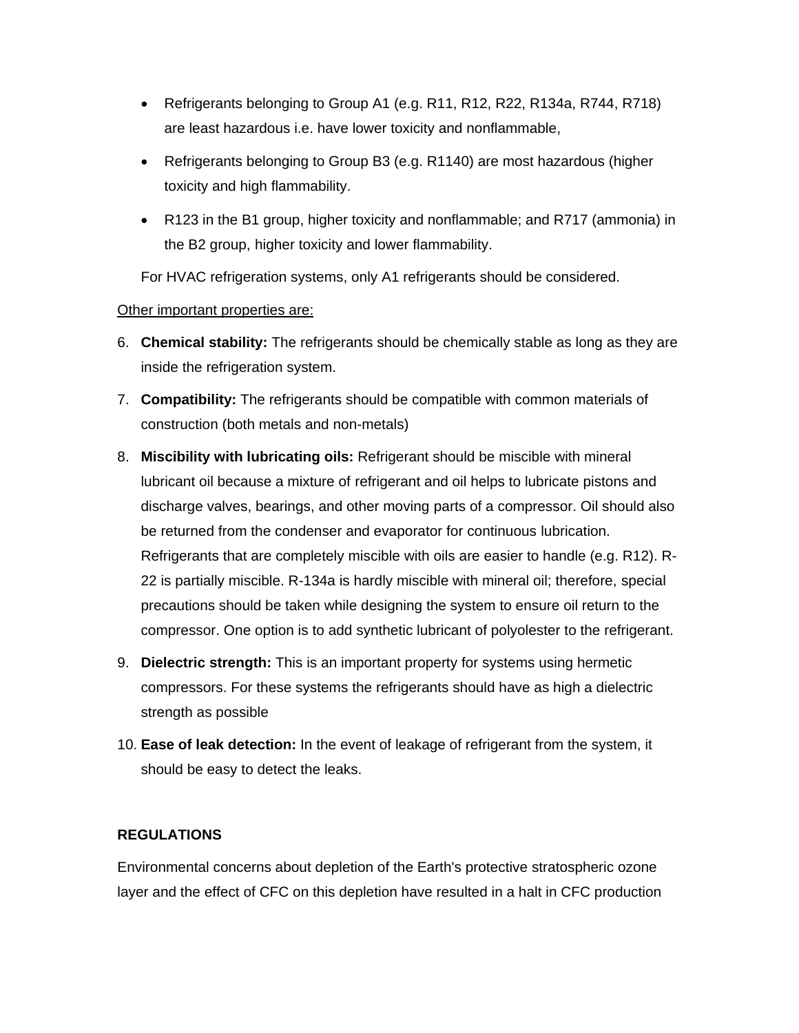- Refrigerants belonging to Group A1 (e.g. R11, R12, R22, R134a, R744, R718) are least hazardous i.e. have lower toxicity and nonflammable,
- Refrigerants belonging to Group B3 (e.g. R1140) are most hazardous (higher toxicity and high flammability.
- R123 in the B1 group, higher toxicity and nonflammable; and R717 (ammonia) in the B2 group, higher toxicity and lower flammability.

For HVAC refrigeration systems, only A1 refrigerants should be considered.

Other important properties are:

6. **Chemical stability:** The refrigerants should be chemically stable as long as they are inside the refrigeration system.
7. **Compatibility:** The refrigerants should be compatible with common materials of construction (both metals and non-metals)
8. **Miscibility with lubricating oils:** Refrigerant should be miscible with mineral lubricant oil because a mixture of refrigerant and oil helps to lubricate pistons and discharge valves, bearings, and other moving parts of a compressor. Oil should also be returned from the condenser and evaporator for continuous lubrication. Refrigerants that are completely miscible with oils are easier to handle (e.g. R12). R-22 is partially miscible. R-134a is hardly miscible with mineral oil; therefore, special precautions should be taken while designing the system to ensure oil return to the compressor. One option is to add synthetic lubricant of polyolester to the refrigerant.
9. **Dielectric strength:** This is an important property for systems using hermetic compressors. For these systems the refrigerants should have as high a dielectric strength as possible
10. **Ease of leak detection:** In the event of leakage of refrigerant from the system, it should be easy to detect the leaks.

**REGULATIONS**

Environmental concerns about depletion of the Earth's protective stratospheric ozone layer and the effect of CFC on this depletion have resulted in a halt in CFC production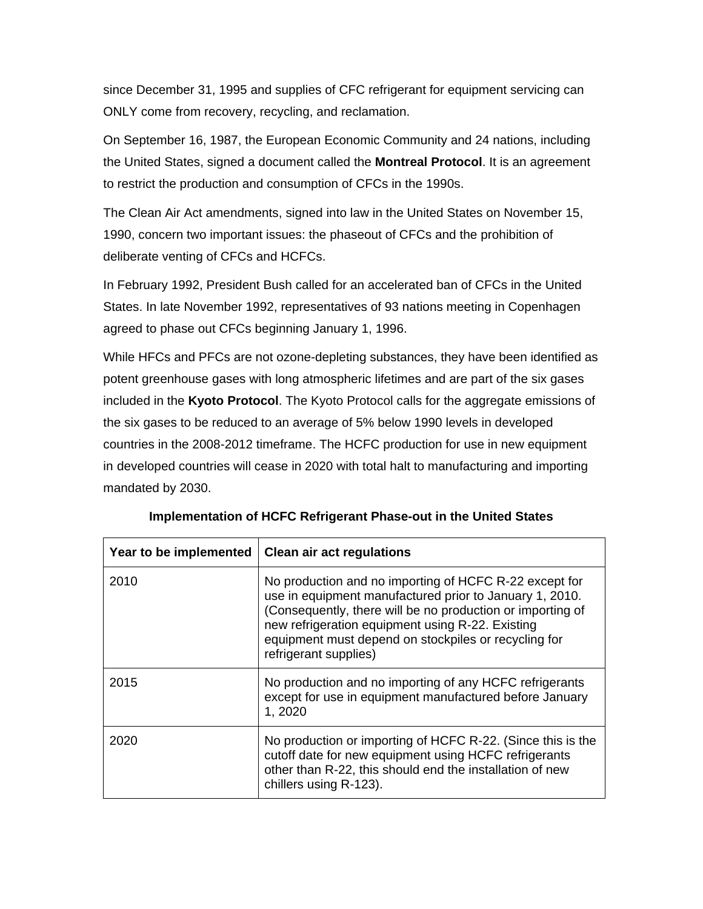since December 31, 1995 and supplies of CFC refrigerant for equipment servicing can ONLY come from recovery, recycling, and reclamation.

On September 16, 1987, the European Economic Community and 24 nations, including the United States, signed a document called the **Montreal Protocol**. It is an agreement to restrict the production and consumption of CFCs in the 1990s.

The Clean Air Act amendments, signed into law in the United States on November 15, 1990, concern two important issues: the phaseout of CFCs and the prohibition of deliberate venting of CFCs and HCFCs.

In February 1992, President Bush called for an accelerated ban of CFCs in the United States. In late November 1992, representatives of 93 nations meeting in Copenhagen agreed to phase out CFCs beginning January 1, 1996.

While HFCs and PFCs are not ozone-depleting substances, they have been identified as potent greenhouse gases with long atmospheric lifetimes and are part of the six gases included in the **Kyoto Protocol**. The Kyoto Protocol calls for the aggregate emissions of the six gases to be reduced to an average of 5% below 1990 levels in developed countries in the 2008-2012 timeframe. The HCFC production for use in new equipment in developed countries will cease in 2020 with total halt to manufacturing and importing mandated by 2030.

**Implementation of HCFC Refrigerant Phase-out in the United States**

| Year to be implemented | Clean air act regulations |
|---|---|
| 2010 | No production and no importing of HCFC R-22 except for use in equipment manufactured prior to January 1, 2010. (Consequently, there will be no production or importing of new refrigeration equipment using R-22. Existing equipment must depend on stockpiles or recycling for refrigerant supplies) |
| 2015 | No production and no importing of any HCFC refrigerants except for use in equipment manufactured before January 1, 2020 |
| 2020 | No production or importing of HCFC R-22. (Since this is the cutoff date for new equipment using HCFC refrigerants other than R-22, this should end the installation of new chillers using R-123). |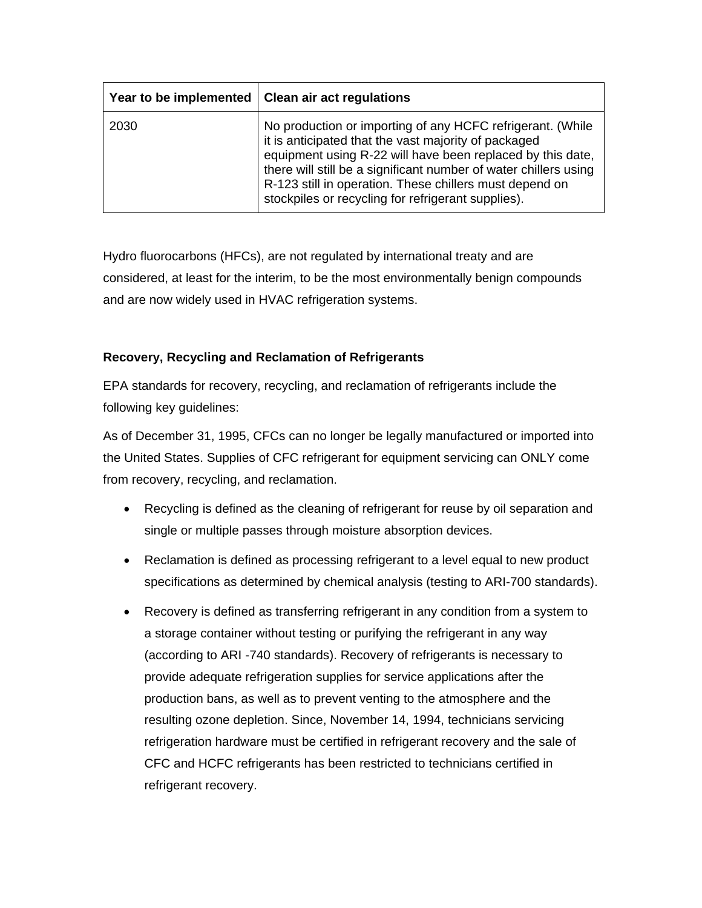| Year to be implemented | Clean air act regulations |
| --- | --- |
| 2030 | No production or importing of any HCFC refrigerant. (While it is anticipated that the vast majority of packaged equipment using R-22 will have been replaced by this date, there will still be a significant number of water chillers using R-123 still in operation. These chillers must depend on stockpiles or recycling for refrigerant supplies). |

Hydro fluorocarbons (HFCs), are not regulated by international treaty and are considered, at least for the interim, to be the most environmentally benign compounds and are now widely used in HVAC refrigeration systems.

**Recovery, Recycling and Reclamation of Refrigerants**

EPA standards for recovery, recycling, and reclamation of refrigerants include the following key guidelines:

As of December 31, 1995, CFCs can no longer be legally manufactured or imported into the United States. Supplies of CFC refrigerant for equipment servicing can ONLY come from recovery, recycling, and reclamation.

- Recycling is defined as the cleaning of refrigerant for reuse by oil separation and single or multiple passes through moisture absorption devices.
- Reclamation is defined as processing refrigerant to a level equal to new product specifications as determined by chemical analysis (testing to ARI-700 standards).
- Recovery is defined as transferring refrigerant in any condition from a system to a storage container without testing or purifying the refrigerant in any way (according to ARI -740 standards). Recovery of refrigerants is necessary to provide adequate refrigeration supplies for service applications after the production bans, as well as to prevent venting to the atmosphere and the resulting ozone depletion. Since, November 14, 1994, technicians servicing refrigeration hardware must be certified in refrigerant recovery and the sale of CFC and HCFC refrigerants has been restricted to technicians certified in refrigerant recovery.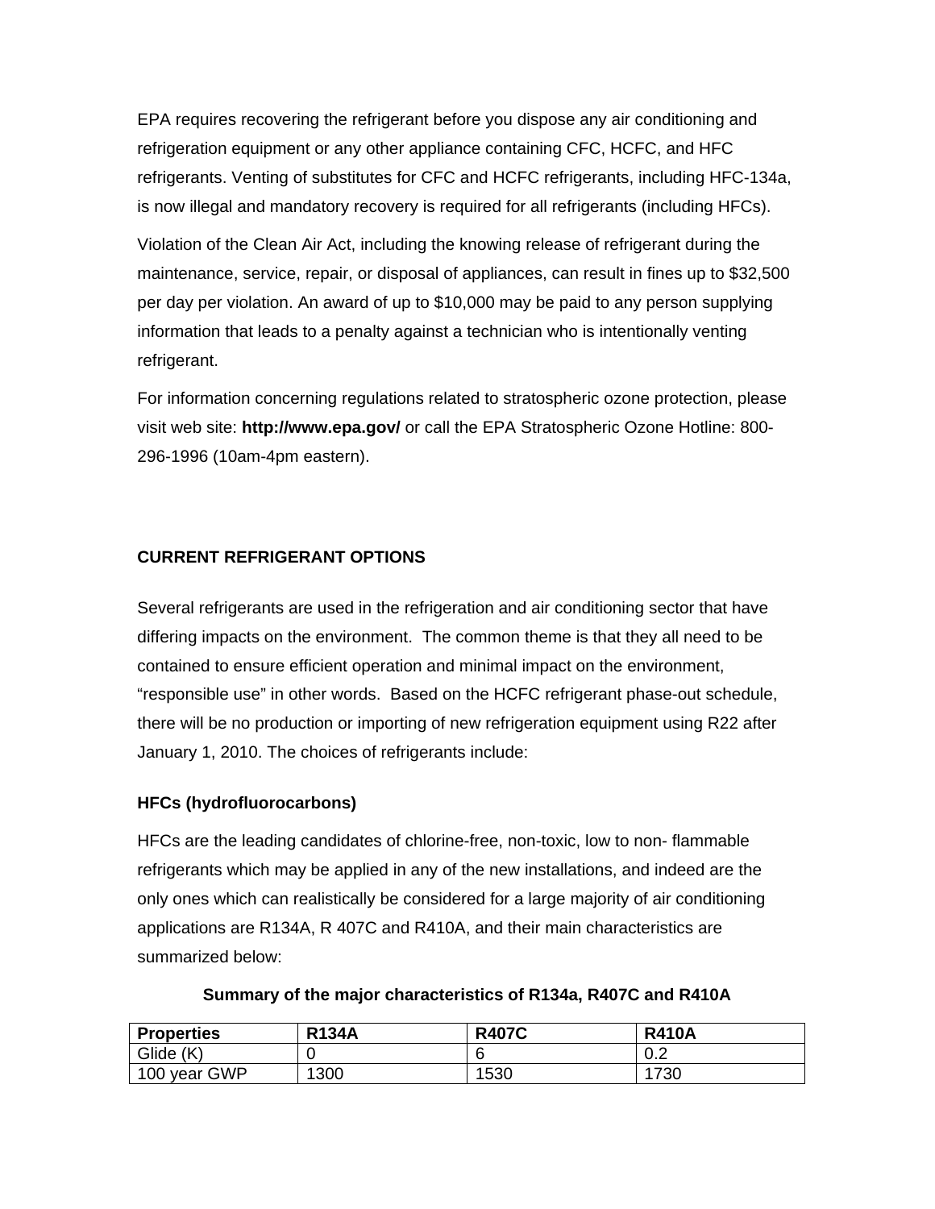EPA requires recovering the refrigerant before you dispose any air conditioning and refrigeration equipment or any other appliance containing CFC, HCFC, and HFC refrigerants. Venting of substitutes for CFC and HCFC refrigerants, including HFC-134a, is now illegal and mandatory recovery is required for all refrigerants (including HFCs).

Violation of the Clean Air Act, including the knowing release of refrigerant during the maintenance, service, repair, or disposal of appliances, can result in fines up to $32,500 per day per violation. An award of up to $10,000 may be paid to any person supplying information that leads to a penalty against a technician who is intentionally venting refrigerant.

For information concerning regulations related to stratospheric ozone protection, please visit web site: **http://www.epa.gov/** or call the EPA Stratospheric Ozone Hotline: 800-296-1996 (10am-4pm eastern).

## CURRENT REFRIGERANT OPTIONS

Several refrigerants are used in the refrigeration and air conditioning sector that have differing impacts on the environment. The common theme is that they all need to be contained to ensure efficient operation and minimal impact on the environment, “responsible use” in other words. Based on the HCFC refrigerant phase-out schedule, there will be no production or importing of new refrigeration equipment using R22 after January 1, 2010. The choices of refrigerants include:

### HFCs (hydrofluorocarbons)

HFCs are the leading candidates of chlorine-free, non-toxic, low to non- flammable refrigerants which may be applied in any of the new installations, and indeed are the only ones which can realistically be considered for a large majority of air conditioning applications are R134A, R 407C and R410A, and their main characteristics are summarized below:

**Summary of the major characteristics of R134a, R407C and R410A**

| **Properties** | **R134A** | **R407C** | **R410A** |
|---|---|---|---|
| Glide (K) | 0 | 6 | 0.2 |
| 100 year GWP | 1300 | 1530 | 1730 |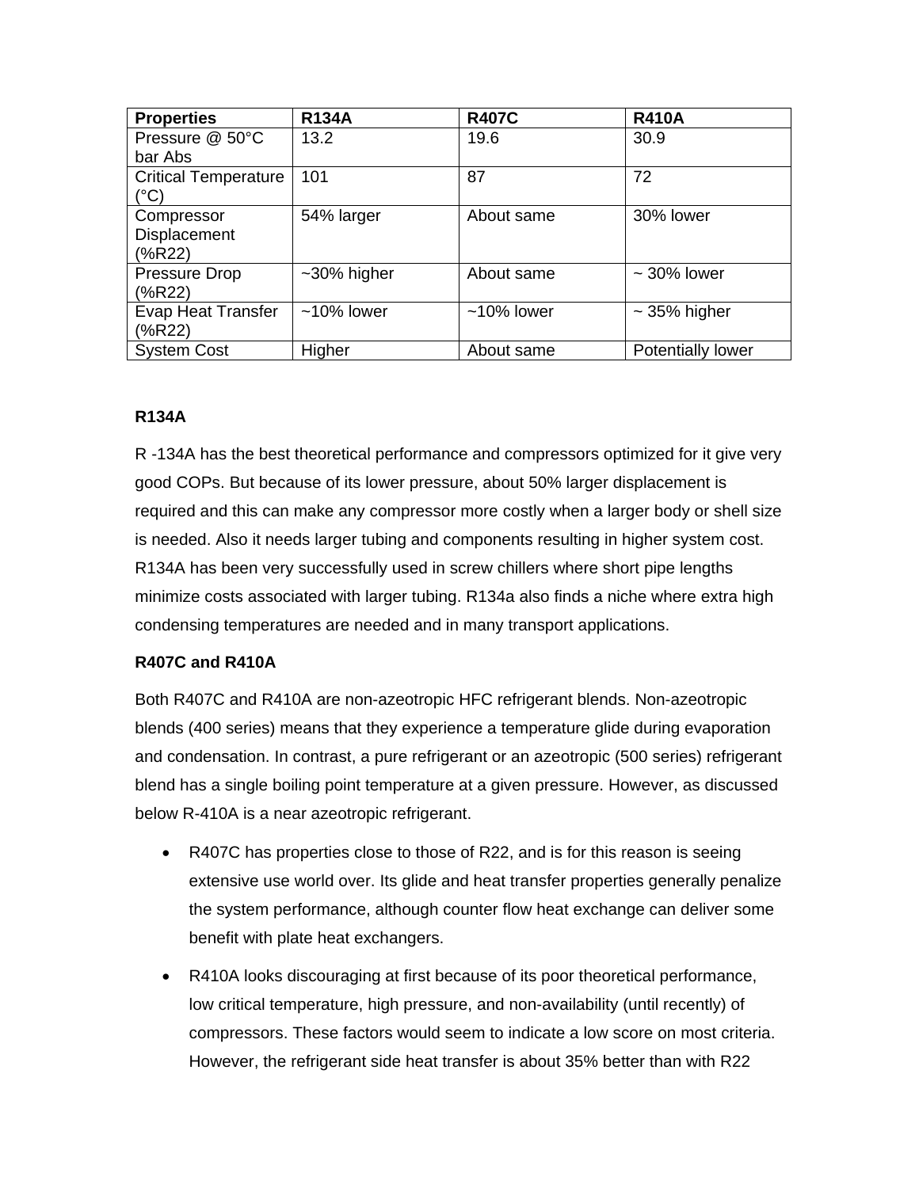| Properties | R134A | R407C | R410A |
|---|---|---|---|
| Pressure @ 50°C bar Abs | 13.2 | 19.6 | 30.9 |
| Critical Temperature (°C) | 101 | 87 | 72 |
| Compressor Displacement (%R22) | 54% larger | About same | 30% lower |
| Pressure Drop (%R22) | ~30% higher | About same | ~ 30% lower |
| Evap Heat Transfer (%R22) | ~10% lower | ~10% lower | ~ 35% higher |
| System Cost | Higher | About same | Potentially lower |

**R134A**

R -134A has the best theoretical performance and compressors optimized for it give very good COPs. But because of its lower pressure, about 50% larger displacement is required and this can make any compressor more costly when a larger body or shell size is needed. Also it needs larger tubing and components resulting in higher system cost. R134A has been very successfully used in screw chillers where short pipe lengths minimize costs associated with larger tubing. R134a also finds a niche where extra high condensing temperatures are needed and in many transport applications.

**R407C and R410A**

Both R407C and R410A are non-azeotropic HFC refrigerant blends. Non-azeotropic blends (400 series) means that they experience a temperature glide during evaporation and condensation. In contrast, a pure refrigerant or an azeotropic (500 series) refrigerant blend has a single boiling point temperature at a given pressure. However, as discussed below R-410A is a near azeotropic refrigerant.

- R407C has properties close to those of R22, and is for this reason is seeing extensive use world over. Its glide and heat transfer properties generally penalize the system performance, although counter flow heat exchange can deliver some benefit with plate heat exchangers.
- R410A looks discouraging at first because of its poor theoretical performance, low critical temperature, high pressure, and non-availability (until recently) of compressors. These factors would seem to indicate a low score on most criteria. However, the refrigerant side heat transfer is about 35% better than with R22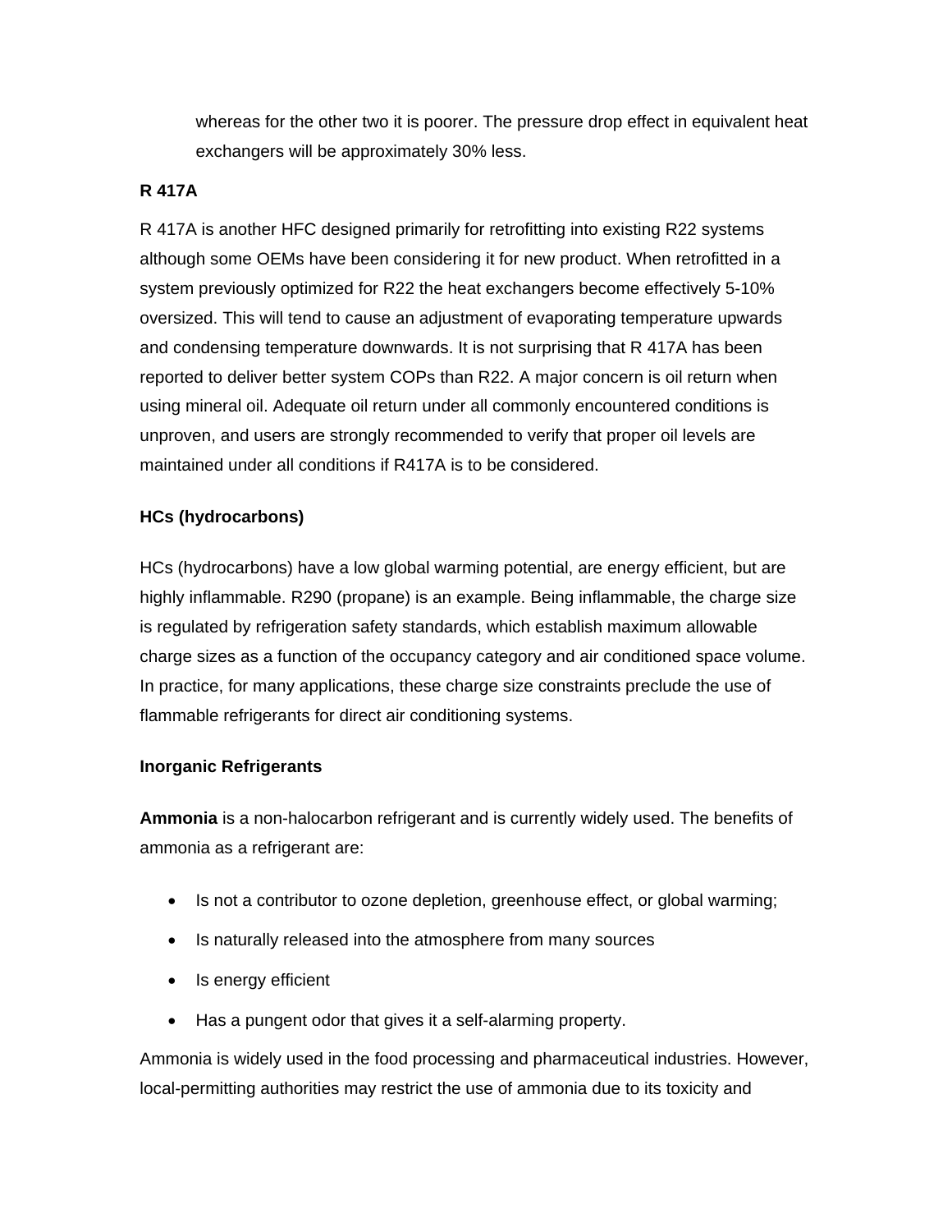whereas for the other two it is poorer. The pressure drop effect in equivalent heat exchangers will be approximately 30% less.

**R 417A**

R 417A is another HFC designed primarily for retrofitting into existing R22 systems although some OEMs have been considering it for new product. When retrofitted in a system previously optimized for R22 the heat exchangers become effectively 5-10% oversized. This will tend to cause an adjustment of evaporating temperature upwards and condensing temperature downwards. It is not surprising that R 417A has been reported to deliver better system COPs than R22. A major concern is oil return when using mineral oil. Adequate oil return under all commonly encountered conditions is unproven, and users are strongly recommended to verify that proper oil levels are maintained under all conditions if R417A is to be considered.

**HCs (hydrocarbons)**

HCs (hydrocarbons) have a low global warming potential, are energy efficient, but are highly inflammable. R290 (propane) is an example. Being inflammable, the charge size is regulated by refrigeration safety standards, which establish maximum allowable charge sizes as a function of the occupancy category and air conditioned space volume. In practice, for many applications, these charge size constraints preclude the use of flammable refrigerants for direct air conditioning systems.

**Inorganic Refrigerants**

**Ammonia** is a non-halocarbon refrigerant and is currently widely used. The benefits of ammonia as a refrigerant are:

- Is not a contributor to ozone depletion, greenhouse effect, or global warming;
- Is naturally released into the atmosphere from many sources
- Is energy efficient
- Has a pungent odor that gives it a self-alarming property.

Ammonia is widely used in the food processing and pharmaceutical industries. However, local-permitting authorities may restrict the use of ammonia due to its toxicity and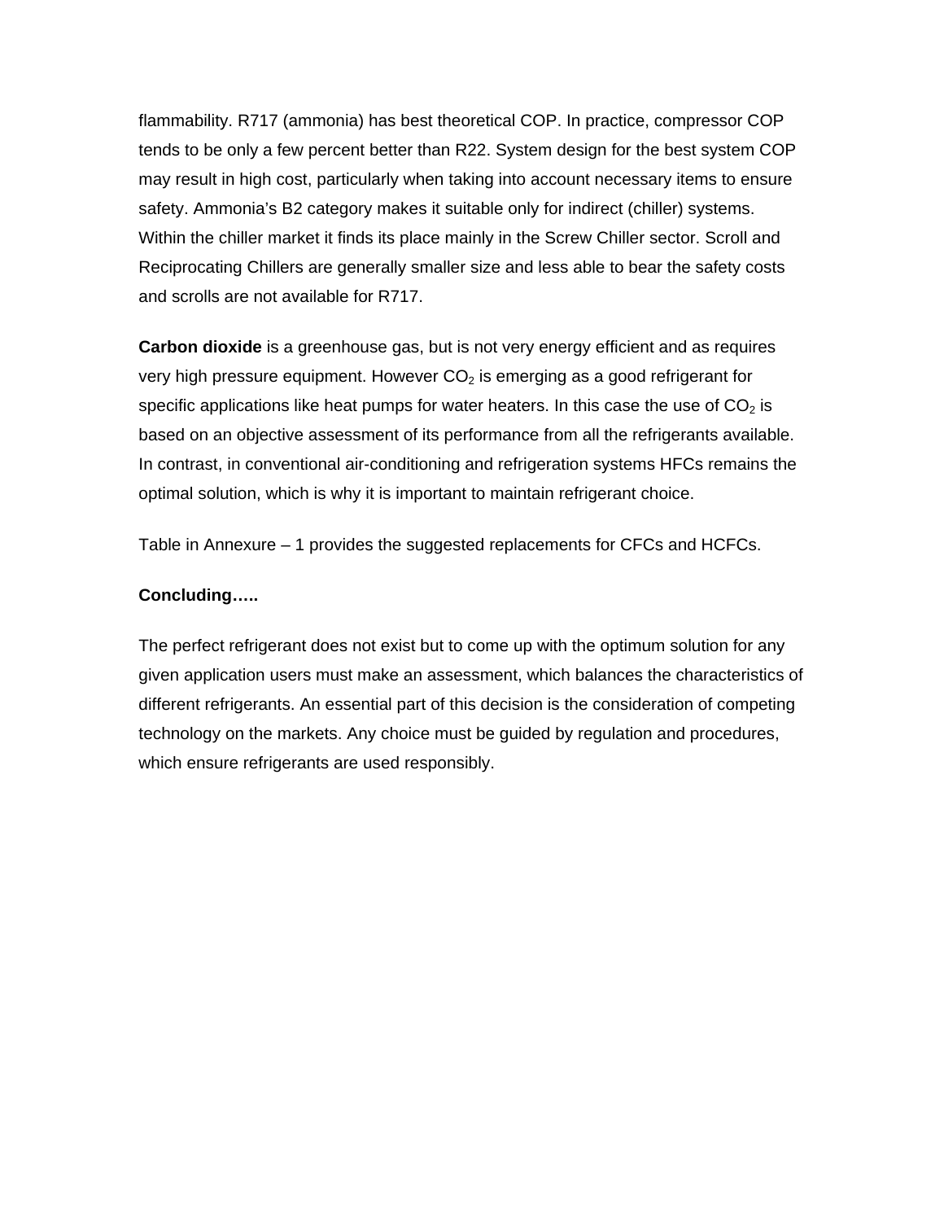flammability. R717 (ammonia) has best theoretical COP. In practice, compressor COP tends to be only a few percent better than R22. System design for the best system COP may result in high cost, particularly when taking into account necessary items to ensure safety. Ammonia's B2 category makes it suitable only for indirect (chiller) systems. Within the chiller market it finds its place mainly in the Screw Chiller sector. Scroll and Reciprocating Chillers are generally smaller size and less able to bear the safety costs and scrolls are not available for R717.

**Carbon dioxide** is a greenhouse gas, but is not very energy efficient and as requires very high pressure equipment. However $CO_2$ is emerging as a good refrigerant for specific applications like heat pumps for water heaters. In this case the use of $CO_2$ is based on an objective assessment of its performance from all the refrigerants available. In contrast, in conventional air-conditioning and refrigeration systems HFCs remains the optimal solution, which is why it is important to maintain refrigerant choice.

Table in Annexure – 1 provides the suggested replacements for CFCs and HCFCs.

**Concluding…..**

The perfect refrigerant does not exist but to come up with the optimum solution for any given application users must make an assessment, which balances the characteristics of different refrigerants. An essential part of this decision is the consideration of competing technology on the markets. Any choice must be guided by regulation and procedures, which ensure refrigerants are used responsibly.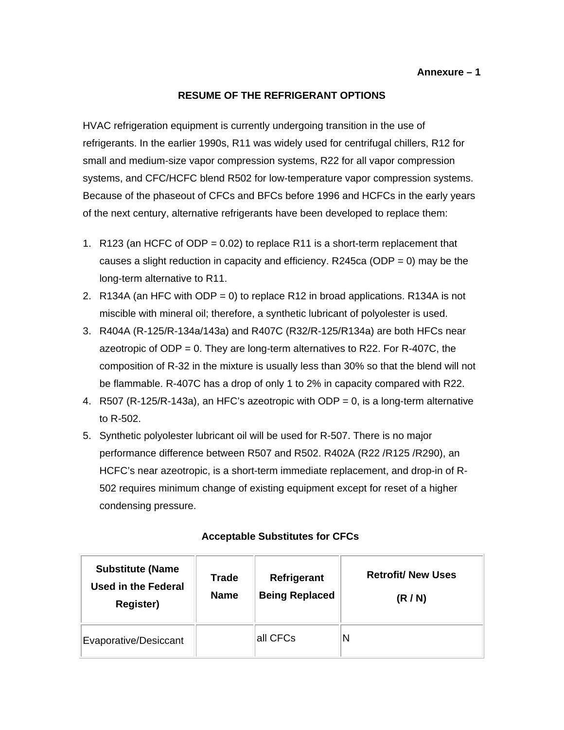**Annexure – 1**

## RESUME OF THE REFRIGERANT OPTIONS

HVAC refrigeration equipment is currently undergoing transition in the use of refrigerants. In the earlier 1990s, R11 was widely used for centrifugal chillers, R12 for small and medium-size vapor compression systems, R22 for all vapor compression systems, and CFC/HCFC blend R502 for low-temperature vapor compression systems. Because of the phaseout of CFCs and BFCs before 1996 and HCFCs in the early years of the next century, alternative refrigerants have been developed to replace them:

1. R123 (an HCFC of ODP = 0.02) to replace R11 is a short-term replacement that causes a slight reduction in capacity and efficiency. R245ca (ODP = 0) may be the long-term alternative to R11.
2. R134A (an HFC with ODP = 0) to replace R12 in broad applications. R134A is not miscible with mineral oil; therefore, a synthetic lubricant of polyolester is used.
3. R404A (R-125/R-134a/143a) and R407C (R32/R-125/R134a) are both HFCs near azeotropic of ODP = 0. They are long-term alternatives to R22. For R-407C, the composition of R-32 in the mixture is usually less than 30% so that the blend will not be flammable. R-407C has a drop of only 1 to 2% in capacity compared with R22.
4. R507 (R-125/R-143a), an HFC's azeotropic with ODP = 0, is a long-term alternative to R-502.
5. Synthetic polyolester lubricant oil will be used for R-507. There is no major performance difference between R507 and R502. R402A (R22 /R125 /R290), an HCFC's near azeotropic, is a short-term immediate replacement, and drop-in of R-502 requires minimum change of existing equipment except for reset of a higher condensing pressure.

**Acceptable Substitutes for CFCs**

| Substitute (Name Used in the Federal Register) | Trade Name | Refrigerant Being Replaced | Retrofit/ New Uses (R / N) |
|---|---|---|---|
| Evaporative/Desiccant | | all CFCs | N |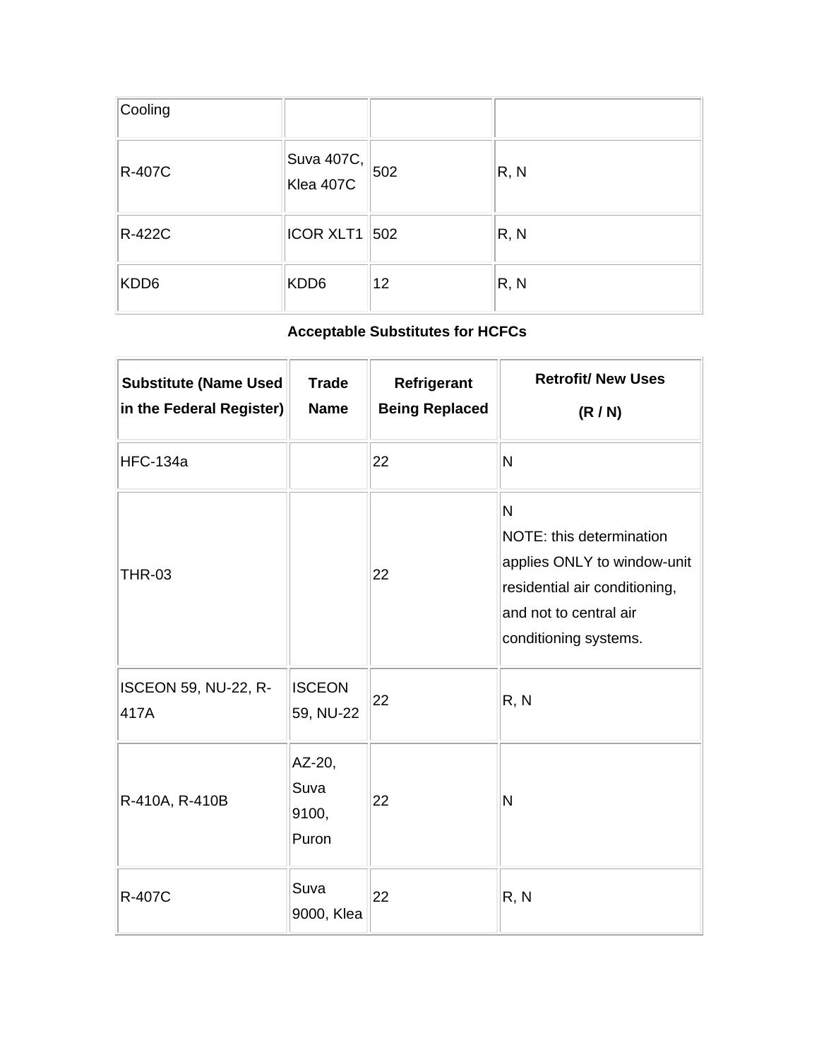| Cooling | | | |
|---|---|---|---|
| R-407C | Suva 407C, Klea 407C | 502 | R, N |
| R-422C | ICOR XLT1 | 502 | R, N |
| KDD6 | KDD6 | 12 | R, N |

**Acceptable Substitutes for HCFCs**

| Substitute (Name Used in the Federal Register) | Trade Name | Refrigerant Being Replaced | Retrofit/ New Uses (R / N) |
|---|---|---|---|
| HFC-134a | | 22 | N |
| THR-03 | | 22 | N<br>NOTE: this determination applies ONLY to window-unit residential air conditioning, and not to central air conditioning systems. |
| ISCEON 59, NU-22, R-417A | ISCEON 59, NU-22 | 22 | R, N |
| R-410A, R-410B | AZ-20, Suva 9100, Puron | 22 | N |
| R-407C | Suva 9000, Klea | 22 | R, N |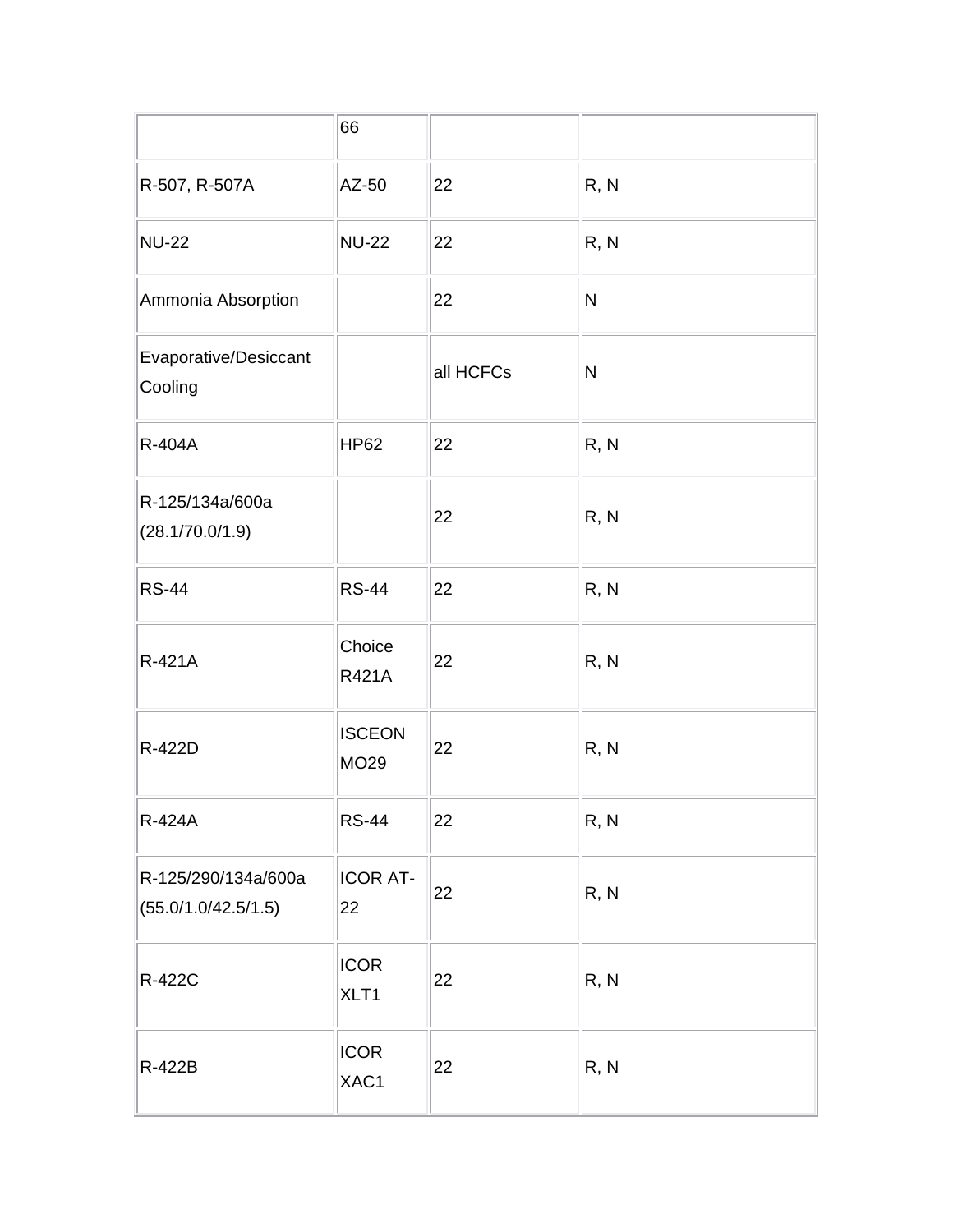| | 66 | | |
|---|---|---|---|
| R-507, R-507A | AZ-50 | 22 | R, N |
| NU-22 | NU-22 | 22 | R, N |
| Ammonia Absorption | | 22 | N |
| Evaporative/Desiccant Cooling | | all HCFCs | N |
| R-404A | HP62 | 22 | R, N |
| R-125/134a/600a (28.1/70.0/1.9) | | 22 | R, N |
| RS-44 | RS-44 | 22 | R, N |
| R-421A | Choice R421A | 22 | R, N |
| R-422D | ISCEON MO29 | 22 | R, N |
| R-424A | RS-44 | 22 | R, N |
| R-125/290/134a/600a (55.0/1.0/42.5/1.5) | ICOR AT-22 | 22 | R, N |
| R-422C | ICOR XLT1 | 22 | R, N |
| R-422B | ICOR XAC1 | 22 | R, N |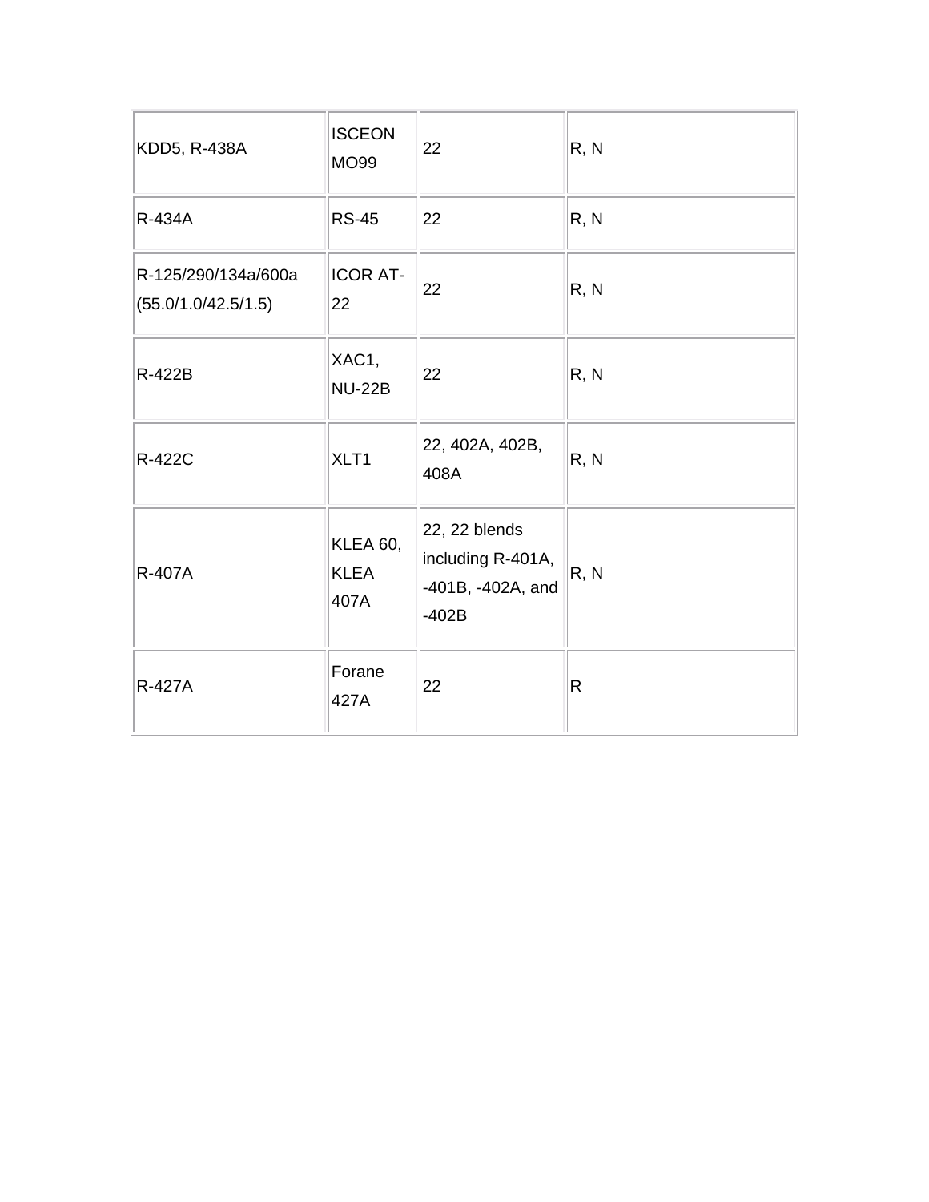| | | | |
|---|---|---|---|
| KDD5, R-438A | ISCEON MO99 | 22 | R, N |
| R-434A | RS-45 | 22 | R, N |
| R-125/290/134a/600a (55.0/1.0/42.5/1.5) | ICOR AT-22 | 22 | R, N |
| R-422B | XAC1, NU-22B | 22 | R, N |
| R-422C | XLT1 | 22, 402A, 402B, 408A | R, N |
| R-407A | KLEA 60, KLEA 407A | 22, 22 blends including R-401A, -401B, -402A, and -402B | R, N |
| R-427A | Forane 427A | 22 | R |